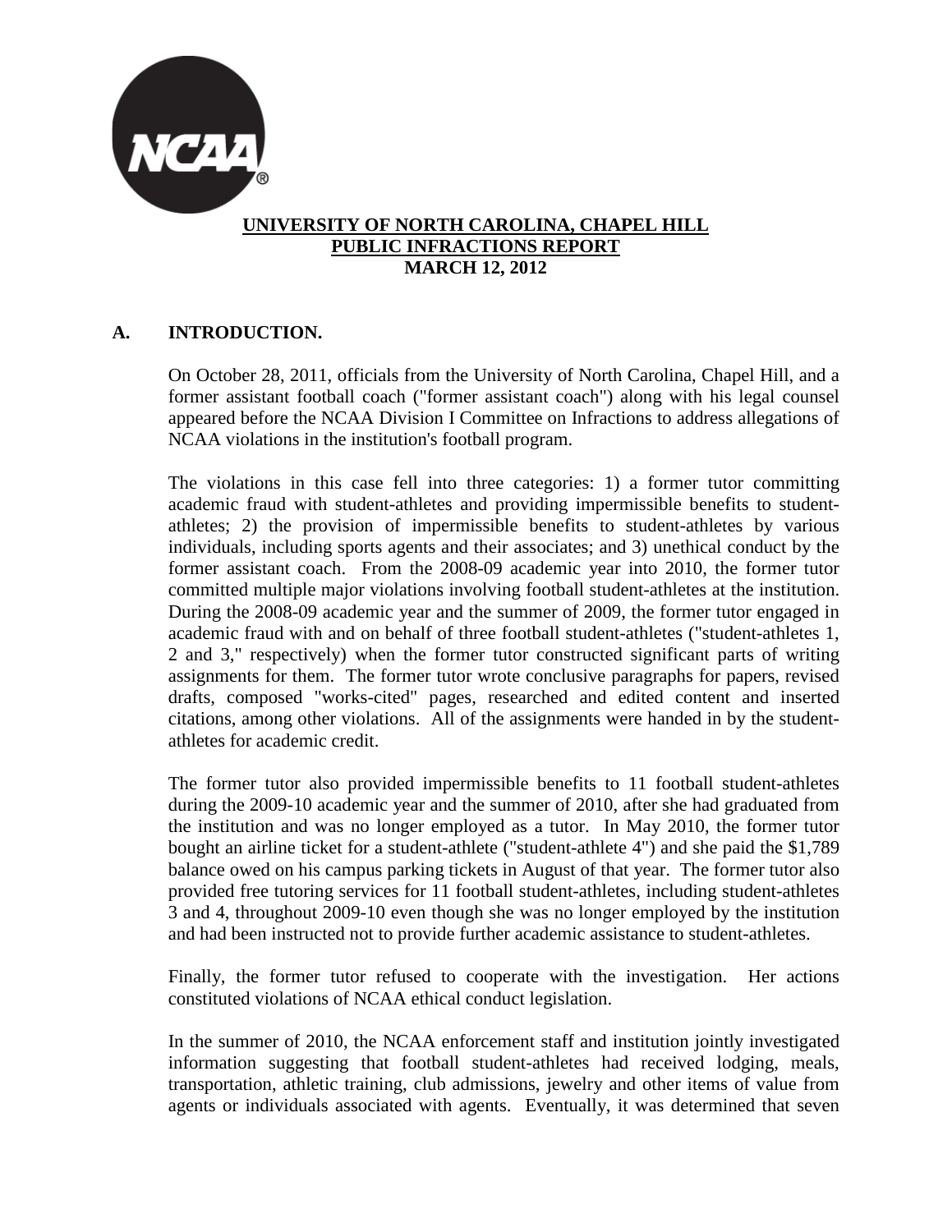**UNIVERSITY OF NORTH CAROLINA, CHAPEL HILL**
**PUBLIC INFRACTIONS REPORT**
**MARCH 12, 2012**

## A. INTRODUCTION.

On October 28, 2011, officials from the University of North Carolina, Chapel Hill, and a former assistant football coach ("former assistant coach") along with his legal counsel appeared before the NCAA Division I Committee on Infractions to address allegations of NCAA violations in the institution's football program.

The violations in this case fell into three categories: 1) a former tutor committing academic fraud with student-athletes and providing impermissible benefits to student-athletes; 2) the provision of impermissible benefits to student-athletes by various individuals, including sports agents and their associates; and 3) unethical conduct by the former assistant coach. From the 2008-09 academic year into 2010, the former tutor committed multiple major violations involving football student-athletes at the institution. During the 2008-09 academic year and the summer of 2009, the former tutor engaged in academic fraud with and on behalf of three football student-athletes ("student-athletes 1, 2 and 3," respectively) when the former tutor constructed significant parts of writing assignments for them. The former tutor wrote conclusive paragraphs for papers, revised drafts, composed "works-cited" pages, researched and edited content and inserted citations, among other violations. All of the assignments were handed in by the student-athletes for academic credit.

The former tutor also provided impermissible benefits to 11 football student-athletes during the 2009-10 academic year and the summer of 2010, after she had graduated from the institution and was no longer employed as a tutor. In May 2010, the former tutor bought an airline ticket for a student-athlete ("student-athlete 4") and she paid the $1,789 balance owed on his campus parking tickets in August of that year. The former tutor also provided free tutoring services for 11 football student-athletes, including student-athletes 3 and 4, throughout 2009-10 even though she was no longer employed by the institution and had been instructed not to provide further academic assistance to student-athletes.

Finally, the former tutor refused to cooperate with the investigation. Her actions constituted violations of NCAA ethical conduct legislation.

In the summer of 2010, the NCAA enforcement staff and institution jointly investigated information suggesting that football student-athletes had received lodging, meals, transportation, athletic training, club admissions, jewelry and other items of value from agents or individuals associated with agents. Eventually, it was determined that seven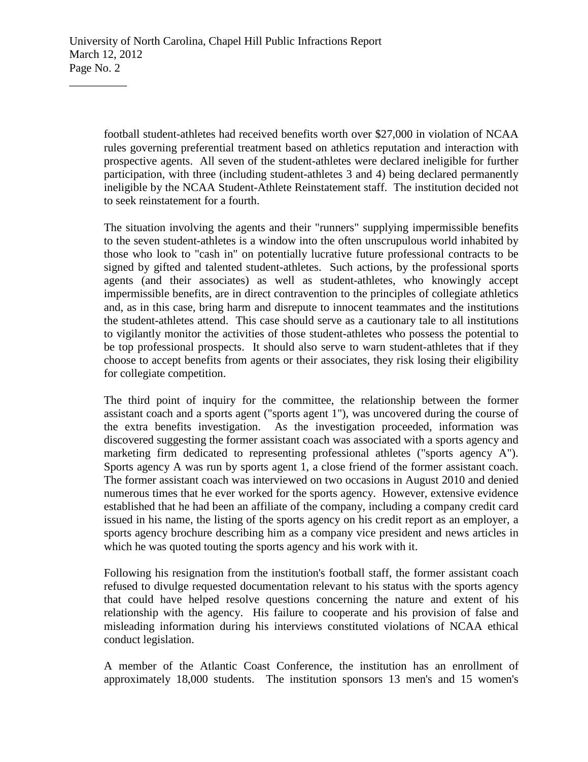football student-athletes had received benefits worth over $27,000 in violation of NCAA rules governing preferential treatment based on athletics reputation and interaction with prospective agents. All seven of the student-athletes were declared ineligible for further participation, with three (including student-athletes 3 and 4) being declared permanently ineligible by the NCAA Student-Athlete Reinstatement staff. The institution decided not to seek reinstatement for a fourth.

The situation involving the agents and their "runners" supplying impermissible benefits to the seven student-athletes is a window into the often unscrupulous world inhabited by those who look to "cash in" on potentially lucrative future professional contracts to be signed by gifted and talented student-athletes. Such actions, by the professional sports agents (and their associates) as well as student-athletes, who knowingly accept impermissible benefits, are in direct contravention to the principles of collegiate athletics and, as in this case, bring harm and disrepute to innocent teammates and the institutions the student-athletes attend. This case should serve as a cautionary tale to all institutions to vigilantly monitor the activities of those student-athletes who possess the potential to be top professional prospects. It should also serve to warn student-athletes that if they choose to accept benefits from agents or their associates, they risk losing their eligibility for collegiate competition.

The third point of inquiry for the committee, the relationship between the former assistant coach and a sports agent ("sports agent 1"), was uncovered during the course of the extra benefits investigation. As the investigation proceeded, information was discovered suggesting the former assistant coach was associated with a sports agency and marketing firm dedicated to representing professional athletes ("sports agency A"). Sports agency A was run by sports agent 1, a close friend of the former assistant coach. The former assistant coach was interviewed on two occasions in August 2010 and denied numerous times that he ever worked for the sports agency. However, extensive evidence established that he had been an affiliate of the company, including a company credit card issued in his name, the listing of the sports agency on his credit report as an employer, a sports agency brochure describing him as a company vice president and news articles in which he was quoted touting the sports agency and his work with it.

Following his resignation from the institution's football staff, the former assistant coach refused to divulge requested documentation relevant to his status with the sports agency that could have helped resolve questions concerning the nature and extent of his relationship with the agency. His failure to cooperate and his provision of false and misleading information during his interviews constituted violations of NCAA ethical conduct legislation.

A member of the Atlantic Coast Conference, the institution has an enrollment of approximately 18,000 students. The institution sponsors 13 men's and 15 women's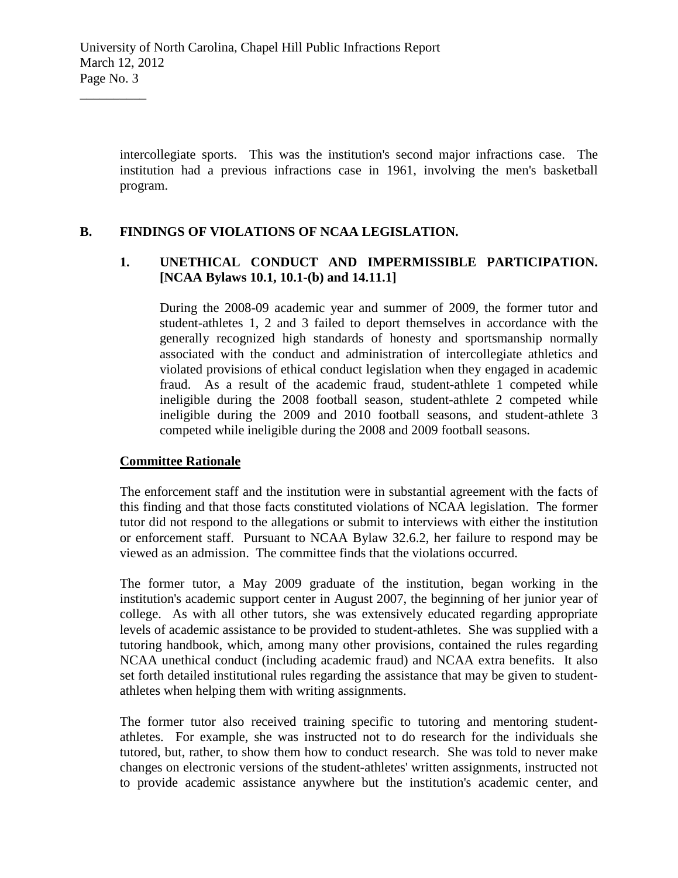intercollegiate sports. This was the institution's second major infractions case. The institution had a previous infractions case in 1961, involving the men's basketball program.

## B. FINDINGS OF VIOLATIONS OF NCAA LEGISLATION.

### 1. UNETHICAL CONDUCT AND IMPERMISSIBLE PARTICIPATION. [NCAA Bylaws 10.1, 10.1-(b) and 14.11.1]

During the 2008-09 academic year and summer of 2009, the former tutor and student-athletes 1, 2 and 3 failed to deport themselves in accordance with the generally recognized high standards of honesty and sportsmanship normally associated with the conduct and administration of intercollegiate athletics and violated provisions of ethical conduct legislation when they engaged in academic fraud. As a result of the academic fraud, student-athlete 1 competed while ineligible during the 2008 football season, student-athlete 2 competed while ineligible during the 2009 and 2010 football seasons, and student-athlete 3 competed while ineligible during the 2008 and 2009 football seasons.

**Committee Rationale**

The enforcement staff and the institution were in substantial agreement with the facts of this finding and that those facts constituted violations of NCAA legislation. The former tutor did not respond to the allegations or submit to interviews with either the institution or enforcement staff. Pursuant to NCAA Bylaw 32.6.2, her failure to respond may be viewed as an admission. The committee finds that the violations occurred.

The former tutor, a May 2009 graduate of the institution, began working in the institution's academic support center in August 2007, the beginning of her junior year of college. As with all other tutors, she was extensively educated regarding appropriate levels of academic assistance to be provided to student-athletes. She was supplied with a tutoring handbook, which, among many other provisions, contained the rules regarding NCAA unethical conduct (including academic fraud) and NCAA extra benefits. It also set forth detailed institutional rules regarding the assistance that may be given to student-athletes when helping them with writing assignments.

The former tutor also received training specific to tutoring and mentoring student-athletes. For example, she was instructed not to do research for the individuals she tutored, but, rather, to show them how to conduct research. She was told to never make changes on electronic versions of the student-athletes' written assignments, instructed not to provide academic assistance anywhere but the institution's academic center, and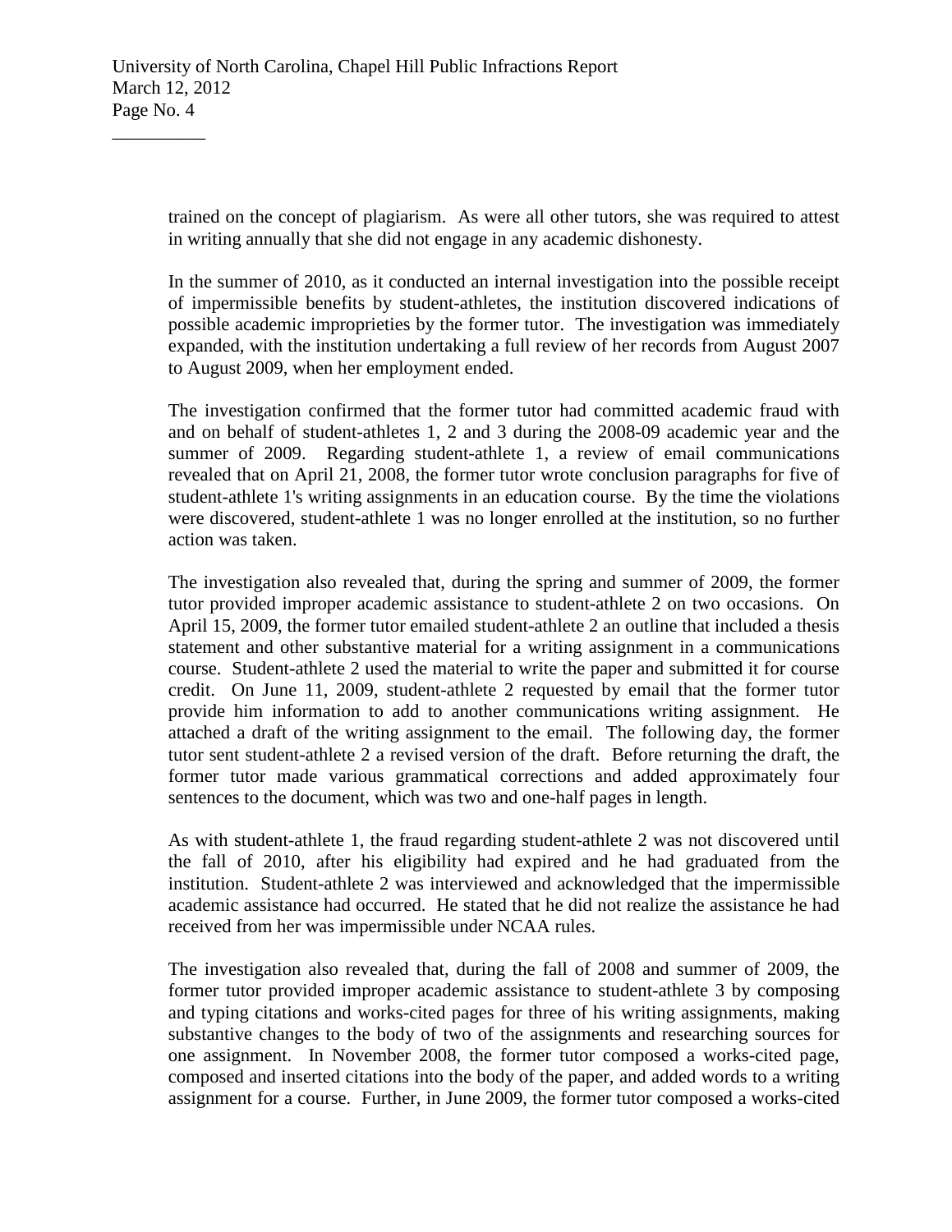trained on the concept of plagiarism. As were all other tutors, she was required to attest in writing annually that she did not engage in any academic dishonesty.

In the summer of 2010, as it conducted an internal investigation into the possible receipt of impermissible benefits by student-athletes, the institution discovered indications of possible academic improprieties by the former tutor. The investigation was immediately expanded, with the institution undertaking a full review of her records from August 2007 to August 2009, when her employment ended.

The investigation confirmed that the former tutor had committed academic fraud with and on behalf of student-athletes 1, 2 and 3 during the 2008-09 academic year and the summer of 2009. Regarding student-athlete 1, a review of email communications revealed that on April 21, 2008, the former tutor wrote conclusion paragraphs for five of student-athlete 1's writing assignments in an education course. By the time the violations were discovered, student-athlete 1 was no longer enrolled at the institution, so no further action was taken.

The investigation also revealed that, during the spring and summer of 2009, the former tutor provided improper academic assistance to student-athlete 2 on two occasions. On April 15, 2009, the former tutor emailed student-athlete 2 an outline that included a thesis statement and other substantive material for a writing assignment in a communications course. Student-athlete 2 used the material to write the paper and submitted it for course credit. On June 11, 2009, student-athlete 2 requested by email that the former tutor provide him information to add to another communications writing assignment. He attached a draft of the writing assignment to the email. The following day, the former tutor sent student-athlete 2 a revised version of the draft. Before returning the draft, the former tutor made various grammatical corrections and added approximately four sentences to the document, which was two and one-half pages in length.

As with student-athlete 1, the fraud regarding student-athlete 2 was not discovered until the fall of 2010, after his eligibility had expired and he had graduated from the institution. Student-athlete 2 was interviewed and acknowledged that the impermissible academic assistance had occurred. He stated that he did not realize the assistance he had received from her was impermissible under NCAA rules.

The investigation also revealed that, during the fall of 2008 and summer of 2009, the former tutor provided improper academic assistance to student-athlete 3 by composing and typing citations and works-cited pages for three of his writing assignments, making substantive changes to the body of two of the assignments and researching sources for one assignment. In November 2008, the former tutor composed a works-cited page, composed and inserted citations into the body of the paper, and added words to a writing assignment for a course. Further, in June 2009, the former tutor composed a works-cited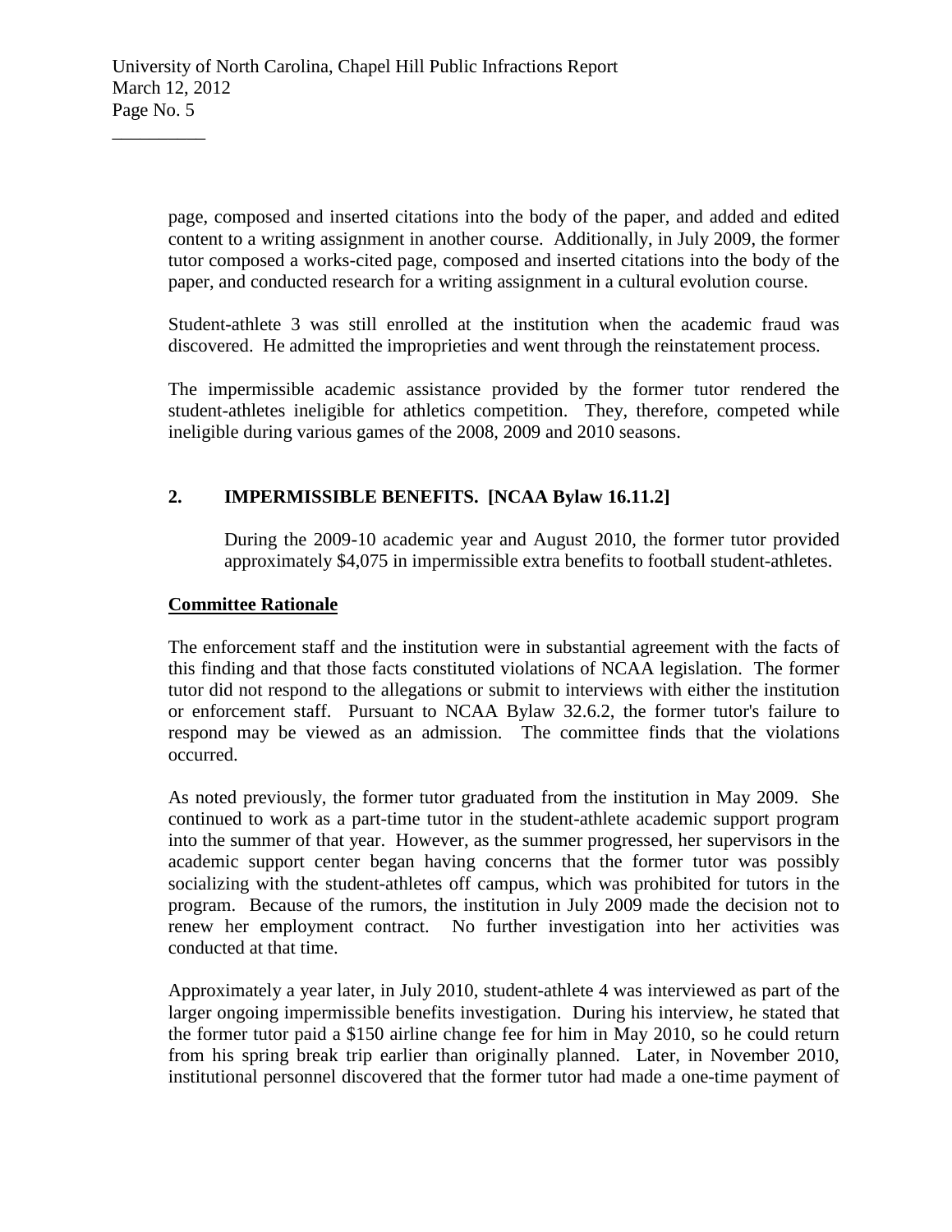page, composed and inserted citations into the body of the paper, and added and edited content to a writing assignment in another course. Additionally, in July 2009, the former tutor composed a works-cited page, composed and inserted citations into the body of the paper, and conducted research for a writing assignment in a cultural evolution course.

Student-athlete 3 was still enrolled at the institution when the academic fraud was discovered. He admitted the improprieties and went through the reinstatement process.

The impermissible academic assistance provided by the former tutor rendered the student-athletes ineligible for athletics competition. They, therefore, competed while ineligible during various games of the 2008, 2009 and 2010 seasons.

## 2. IMPERMISSIBLE BENEFITS. [NCAA Bylaw 16.11.2]

During the 2009-10 academic year and August 2010, the former tutor provided approximately $4,075 in impermissible extra benefits to football student-athletes.

### Committee Rationale

The enforcement staff and the institution were in substantial agreement with the facts of this finding and that those facts constituted violations of NCAA legislation. The former tutor did not respond to the allegations or submit to interviews with either the institution or enforcement staff. Pursuant to NCAA Bylaw 32.6.2, the former tutor's failure to respond may be viewed as an admission. The committee finds that the violations occurred.

As noted previously, the former tutor graduated from the institution in May 2009. She continued to work as a part-time tutor in the student-athlete academic support program into the summer of that year. However, as the summer progressed, her supervisors in the academic support center began having concerns that the former tutor was possibly socializing with the student-athletes off campus, which was prohibited for tutors in the program. Because of the rumors, the institution in July 2009 made the decision not to renew her employment contract. No further investigation into her activities was conducted at that time.

Approximately a year later, in July 2010, student-athlete 4 was interviewed as part of the larger ongoing impermissible benefits investigation. During his interview, he stated that the former tutor paid a $150 airline change fee for him in May 2010, so he could return from his spring break trip earlier than originally planned. Later, in November 2010, institutional personnel discovered that the former tutor had made a one-time payment of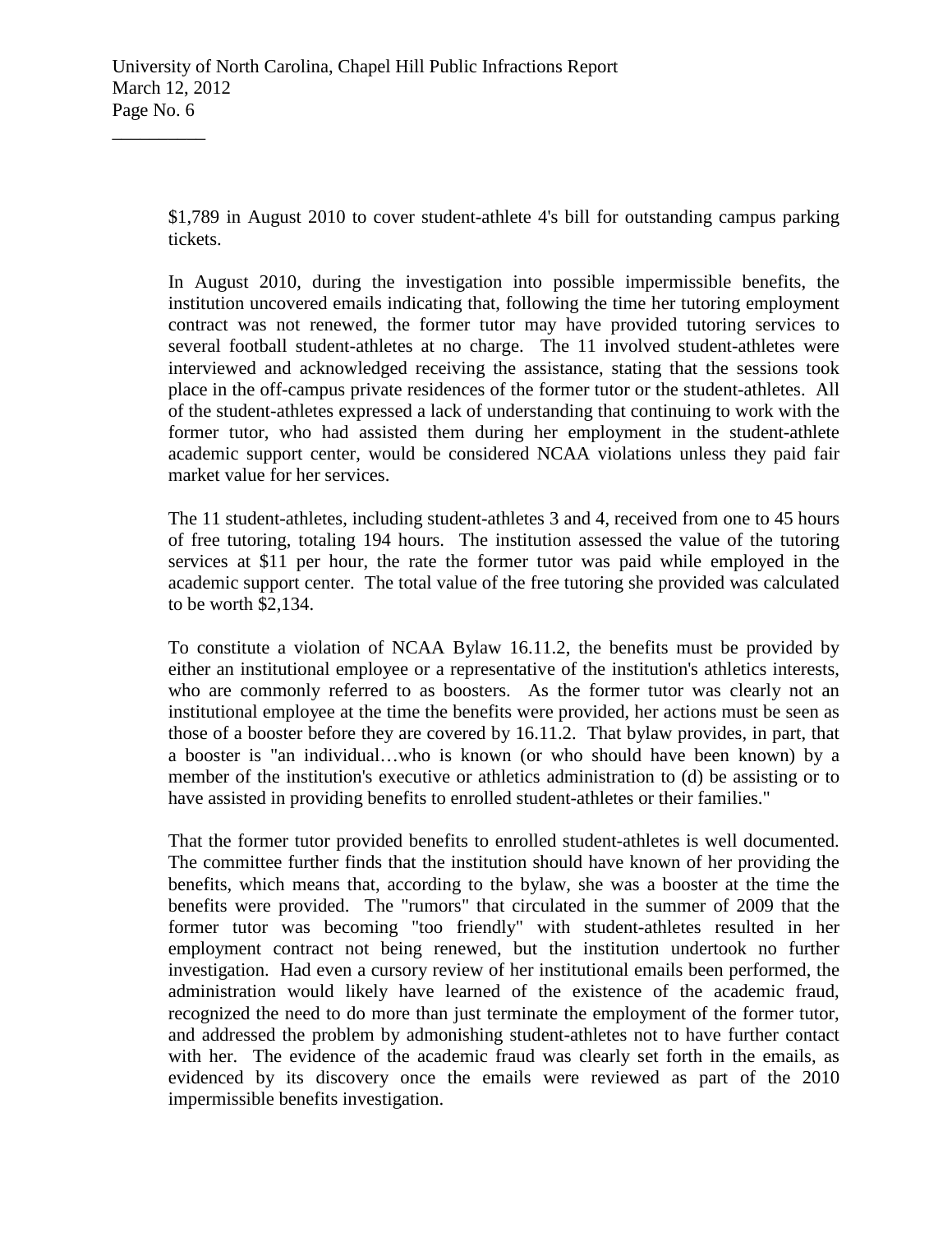$1,789 in August 2010 to cover student-athlete 4's bill for outstanding campus parking tickets.

In August 2010, during the investigation into possible impermissible benefits, the institution uncovered emails indicating that, following the time her tutoring employment contract was not renewed, the former tutor may have provided tutoring services to several football student-athletes at no charge. The 11 involved student-athletes were interviewed and acknowledged receiving the assistance, stating that the sessions took place in the off-campus private residences of the former tutor or the student-athletes. All of the student-athletes expressed a lack of understanding that continuing to work with the former tutor, who had assisted them during her employment in the student-athlete academic support center, would be considered NCAA violations unless they paid fair market value for her services.

The 11 student-athletes, including student-athletes 3 and 4, received from one to 45 hours of free tutoring, totaling 194 hours. The institution assessed the value of the tutoring services at $11 per hour, the rate the former tutor was paid while employed in the academic support center. The total value of the free tutoring she provided was calculated to be worth $2,134.

To constitute a violation of NCAA Bylaw 16.11.2, the benefits must be provided by either an institutional employee or a representative of the institution's athletics interests, who are commonly referred to as boosters. As the former tutor was clearly not an institutional employee at the time the benefits were provided, her actions must be seen as those of a booster before they are covered by 16.11.2. That bylaw provides, in part, that a booster is "an individual…who is known (or who should have been known) by a member of the institution's executive or athletics administration to (d) be assisting or to have assisted in providing benefits to enrolled student-athletes or their families."

That the former tutor provided benefits to enrolled student-athletes is well documented. The committee further finds that the institution should have known of her providing the benefits, which means that, according to the bylaw, she was a booster at the time the benefits were provided. The "rumors" that circulated in the summer of 2009 that the former tutor was becoming "too friendly" with student-athletes resulted in her employment contract not being renewed, but the institution undertook no further investigation. Had even a cursory review of her institutional emails been performed, the administration would likely have learned of the existence of the academic fraud, recognized the need to do more than just terminate the employment of the former tutor, and addressed the problem by admonishing student-athletes not to have further contact with her. The evidence of the academic fraud was clearly set forth in the emails, as evidenced by its discovery once the emails were reviewed as part of the 2010 impermissible benefits investigation.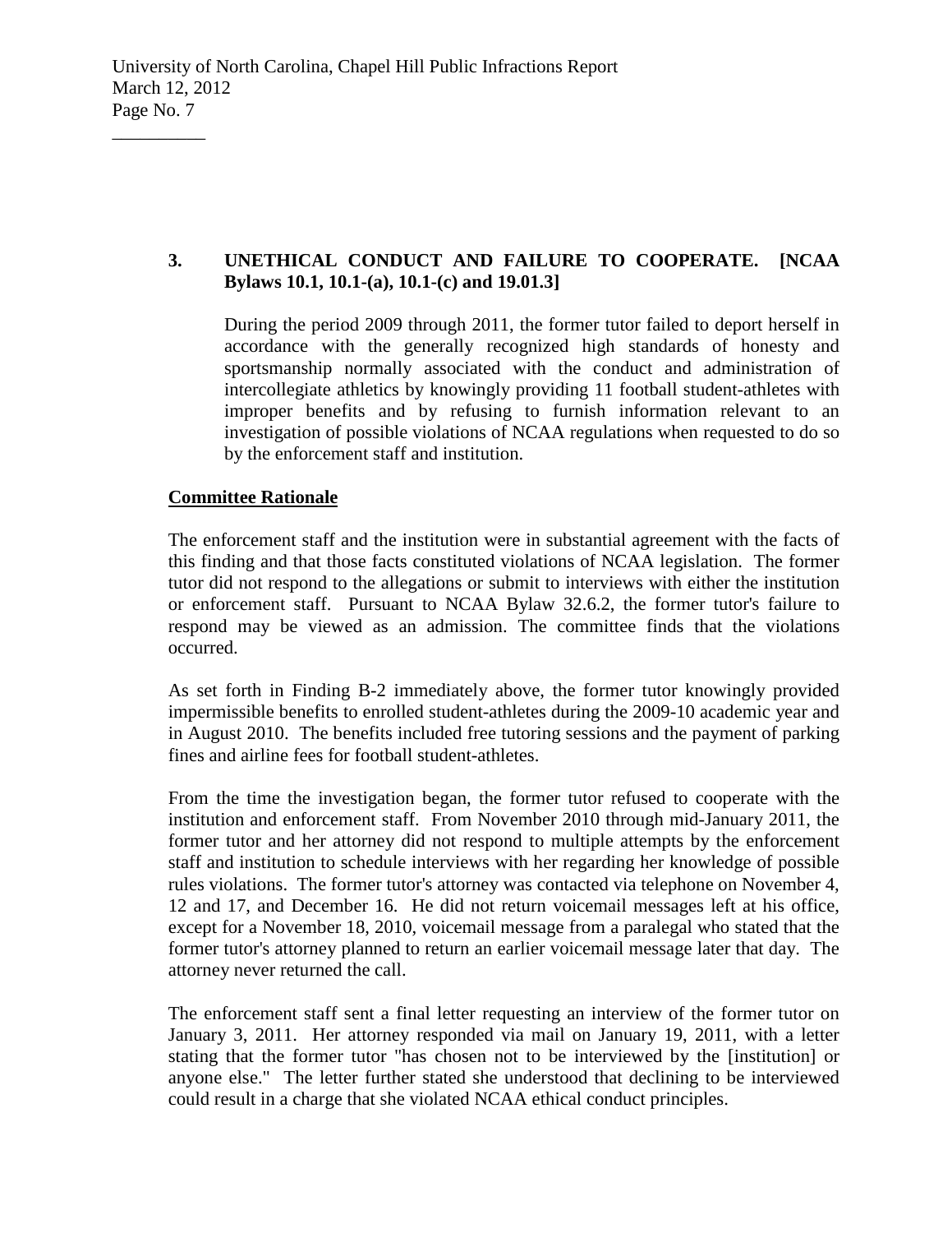**3. UNETHICAL CONDUCT AND FAILURE TO COOPERATE. [NCAA Bylaws 10.1, 10.1-(a), 10.1-(c) and 19.01.3]**

During the period 2009 through 2011, the former tutor failed to deport herself in accordance with the generally recognized high standards of honesty and sportsmanship normally associated with the conduct and administration of intercollegiate athletics by knowingly providing 11 football student-athletes with improper benefits and by refusing to furnish information relevant to an investigation of possible violations of NCAA regulations when requested to do so by the enforcement staff and institution.

**Committee Rationale**

The enforcement staff and the institution were in substantial agreement with the facts of this finding and that those facts constituted violations of NCAA legislation. The former tutor did not respond to the allegations or submit to interviews with either the institution or enforcement staff. Pursuant to NCAA Bylaw 32.6.2, the former tutor's failure to respond may be viewed as an admission. The committee finds that the violations occurred.

As set forth in Finding B-2 immediately above, the former tutor knowingly provided impermissible benefits to enrolled student-athletes during the 2009-10 academic year and in August 2010. The benefits included free tutoring sessions and the payment of parking fines and airline fees for football student-athletes.

From the time the investigation began, the former tutor refused to cooperate with the institution and enforcement staff. From November 2010 through mid-January 2011, the former tutor and her attorney did not respond to multiple attempts by the enforcement staff and institution to schedule interviews with her regarding her knowledge of possible rules violations. The former tutor's attorney was contacted via telephone on November 4, 12 and 17, and December 16. He did not return voicemail messages left at his office, except for a November 18, 2010, voicemail message from a paralegal who stated that the former tutor's attorney planned to return an earlier voicemail message later that day. The attorney never returned the call.

The enforcement staff sent a final letter requesting an interview of the former tutor on January 3, 2011. Her attorney responded via mail on January 19, 2011, with a letter stating that the former tutor "has chosen not to be interviewed by the [institution] or anyone else." The letter further stated she understood that declining to be interviewed could result in a charge that she violated NCAA ethical conduct principles.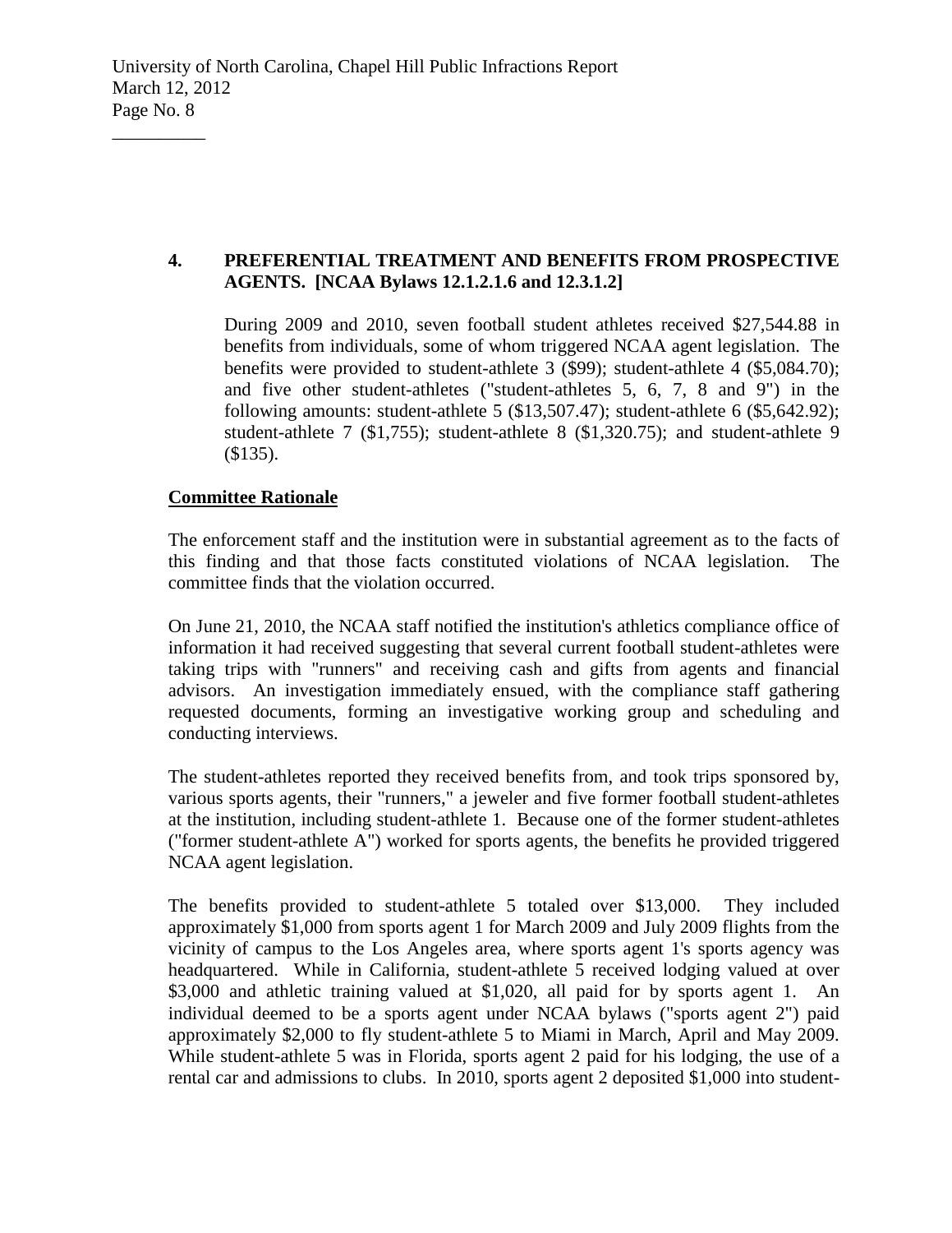## 4. PREFERENTIAL TREATMENT AND BENEFITS FROM PROSPECTIVE AGENTS. [NCAA Bylaws 12.1.2.1.6 and 12.3.1.2]

During 2009 and 2010, seven football student athletes received $27,544.88 in benefits from individuals, some of whom triggered NCAA agent legislation. The benefits were provided to student-athlete 3 ($99); student-athlete 4 ($5,084.70); and five other student-athletes ("student-athletes 5, 6, 7, 8 and 9") in the following amounts: student-athlete 5 ($13,507.47); student-athlete 6 ($5,642.92); student-athlete 7 ($1,755); student-athlete 8 ($1,320.75); and student-athlete 9 ($135).

**Committee Rationale**

The enforcement staff and the institution were in substantial agreement as to the facts of this finding and that those facts constituted violations of NCAA legislation. The committee finds that the violation occurred.

On June 21, 2010, the NCAA staff notified the institution's athletics compliance office of information it had received suggesting that several current football student-athletes were taking trips with "runners" and receiving cash and gifts from agents and financial advisors. An investigation immediately ensued, with the compliance staff gathering requested documents, forming an investigative working group and scheduling and conducting interviews.

The student-athletes reported they received benefits from, and took trips sponsored by, various sports agents, their "runners," a jeweler and five former football student-athletes at the institution, including student-athlete 1. Because one of the former student-athletes ("former student-athlete A") worked for sports agents, the benefits he provided triggered NCAA agent legislation.

The benefits provided to student-athlete 5 totaled over $13,000. They included approximately $1,000 from sports agent 1 for March 2009 and July 2009 flights from the vicinity of campus to the Los Angeles area, where sports agent 1's sports agency was headquartered. While in California, student-athlete 5 received lodging valued at over $3,000 and athletic training valued at $1,020, all paid for by sports agent 1. An individual deemed to be a sports agent under NCAA bylaws ("sports agent 2") paid approximately $2,000 to fly student-athlete 5 to Miami in March, April and May 2009. While student-athlete 5 was in Florida, sports agent 2 paid for his lodging, the use of a rental car and admissions to clubs. In 2010, sports agent 2 deposited $1,000 into student-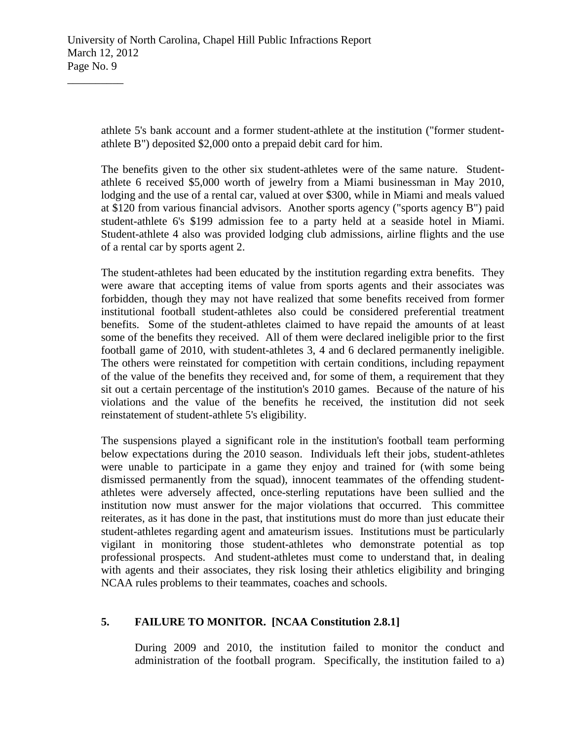athlete 5's bank account and a former student-athlete at the institution ("former student-athlete B") deposited $2,000 onto a prepaid debit card for him.

The benefits given to the other six student-athletes were of the same nature. Student-athlete 6 received $5,000 worth of jewelry from a Miami businessman in May 2010, lodging and the use of a rental car, valued at over $300, while in Miami and meals valued at $120 from various financial advisors. Another sports agency ("sports agency B") paid student-athlete 6's $199 admission fee to a party held at a seaside hotel in Miami. Student-athlete 4 also was provided lodging club admissions, airline flights and the use of a rental car by sports agent 2.

The student-athletes had been educated by the institution regarding extra benefits. They were aware that accepting items of value from sports agents and their associates was forbidden, though they may not have realized that some benefits received from former institutional football student-athletes also could be considered preferential treatment benefits. Some of the student-athletes claimed to have repaid the amounts of at least some of the benefits they received. All of them were declared ineligible prior to the first football game of 2010, with student-athletes 3, 4 and 6 declared permanently ineligible. The others were reinstated for competition with certain conditions, including repayment of the value of the benefits they received and, for some of them, a requirement that they sit out a certain percentage of the institution's 2010 games. Because of the nature of his violations and the value of the benefits he received, the institution did not seek reinstatement of student-athlete 5's eligibility.

The suspensions played a significant role in the institution's football team performing below expectations during the 2010 season. Individuals left their jobs, student-athletes were unable to participate in a game they enjoy and trained for (with some being dismissed permanently from the squad), innocent teammates of the offending student-athletes were adversely affected, once-sterling reputations have been sullied and the institution now must answer for the major violations that occurred. This committee reiterates, as it has done in the past, that institutions must do more than just educate their student-athletes regarding agent and amateurism issues. Institutions must be particularly vigilant in monitoring those student-athletes who demonstrate potential as top professional prospects. And student-athletes must come to understand that, in dealing with agents and their associates, they risk losing their athletics eligibility and bringing NCAA rules problems to their teammates, coaches and schools.

## 5. FAILURE TO MONITOR. [NCAA Constitution 2.8.1]

During 2009 and 2010, the institution failed to monitor the conduct and administration of the football program. Specifically, the institution failed to a)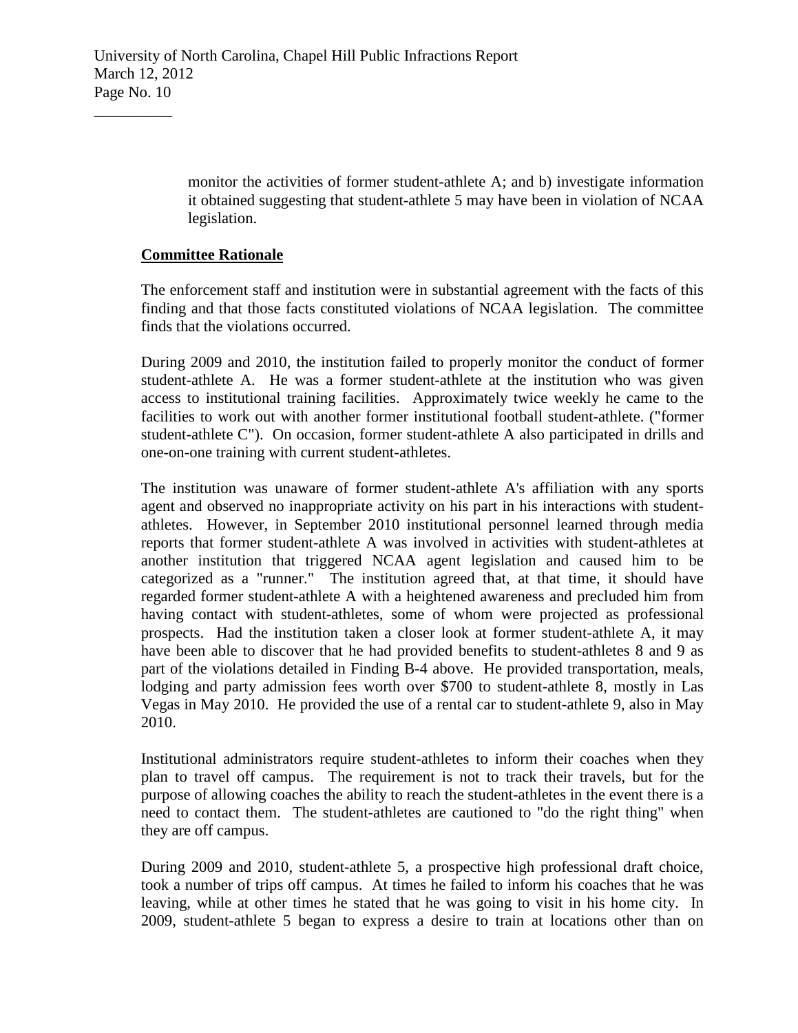monitor the activities of former student-athlete A; and b) investigate information it obtained suggesting that student-athlete 5 may have been in violation of NCAA legislation.

**Committee Rationale**

The enforcement staff and institution were in substantial agreement with the facts of this finding and that those facts constituted violations of NCAA legislation. The committee finds that the violations occurred.

During 2009 and 2010, the institution failed to properly monitor the conduct of former student-athlete A. He was a former student-athlete at the institution who was given access to institutional training facilities. Approximately twice weekly he came to the facilities to work out with another former institutional football student-athlete. ("former student-athlete C"). On occasion, former student-athlete A also participated in drills and one-on-one training with current student-athletes.

The institution was unaware of former student-athlete A's affiliation with any sports agent and observed no inappropriate activity on his part in his interactions with student-athletes. However, in September 2010 institutional personnel learned through media reports that former student-athlete A was involved in activities with student-athletes at another institution that triggered NCAA agent legislation and caused him to be categorized as a "runner." The institution agreed that, at that time, it should have regarded former student-athlete A with a heightened awareness and precluded him from having contact with student-athletes, some of whom were projected as professional prospects. Had the institution taken a closer look at former student-athlete A, it may have been able to discover that he had provided benefits to student-athletes 8 and 9 as part of the violations detailed in Finding B-4 above. He provided transportation, meals, lodging and party admission fees worth over $700 to student-athlete 8, mostly in Las Vegas in May 2010. He provided the use of a rental car to student-athlete 9, also in May 2010.

Institutional administrators require student-athletes to inform their coaches when they plan to travel off campus. The requirement is not to track their travels, but for the purpose of allowing coaches the ability to reach the student-athletes in the event there is a need to contact them. The student-athletes are cautioned to "do the right thing" when they are off campus.

During 2009 and 2010, student-athlete 5, a prospective high professional draft choice, took a number of trips off campus. At times he failed to inform his coaches that he was leaving, while at other times he stated that he was going to visit in his home city. In 2009, student-athlete 5 began to express a desire to train at locations other than on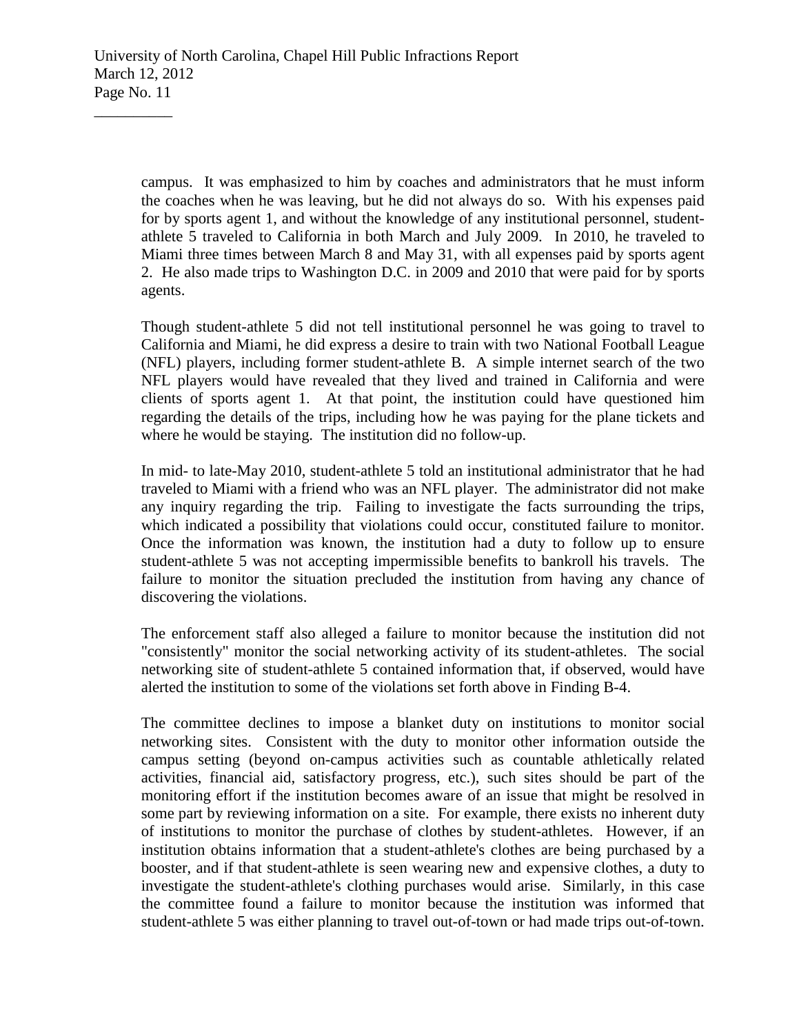campus. It was emphasized to him by coaches and administrators that he must inform the coaches when he was leaving, but he did not always do so. With his expenses paid for by sports agent 1, and without the knowledge of any institutional personnel, student-athlete 5 traveled to California in both March and July 2009. In 2010, he traveled to Miami three times between March 8 and May 31, with all expenses paid by sports agent 2. He also made trips to Washington D.C. in 2009 and 2010 that were paid for by sports agents.

Though student-athlete 5 did not tell institutional personnel he was going to travel to California and Miami, he did express a desire to train with two National Football League (NFL) players, including former student-athlete B. A simple internet search of the two NFL players would have revealed that they lived and trained in California and were clients of sports agent 1. At that point, the institution could have questioned him regarding the details of the trips, including how he was paying for the plane tickets and where he would be staying. The institution did no follow-up.

In mid- to late-May 2010, student-athlete 5 told an institutional administrator that he had traveled to Miami with a friend who was an NFL player. The administrator did not make any inquiry regarding the trip. Failing to investigate the facts surrounding the trips, which indicated a possibility that violations could occur, constituted failure to monitor. Once the information was known, the institution had a duty to follow up to ensure student-athlete 5 was not accepting impermissible benefits to bankroll his travels. The failure to monitor the situation precluded the institution from having any chance of discovering the violations.

The enforcement staff also alleged a failure to monitor because the institution did not "consistently" monitor the social networking activity of its student-athletes. The social networking site of student-athlete 5 contained information that, if observed, would have alerted the institution to some of the violations set forth above in Finding B-4.

The committee declines to impose a blanket duty on institutions to monitor social networking sites. Consistent with the duty to monitor other information outside the campus setting (beyond on-campus activities such as countable athletically related activities, financial aid, satisfactory progress, etc.), such sites should be part of the monitoring effort if the institution becomes aware of an issue that might be resolved in some part by reviewing information on a site. For example, there exists no inherent duty of institutions to monitor the purchase of clothes by student-athletes. However, if an institution obtains information that a student-athlete's clothes are being purchased by a booster, and if that student-athlete is seen wearing new and expensive clothes, a duty to investigate the student-athlete's clothing purchases would arise. Similarly, in this case the committee found a failure to monitor because the institution was informed that student-athlete 5 was either planning to travel out-of-town or had made trips out-of-town.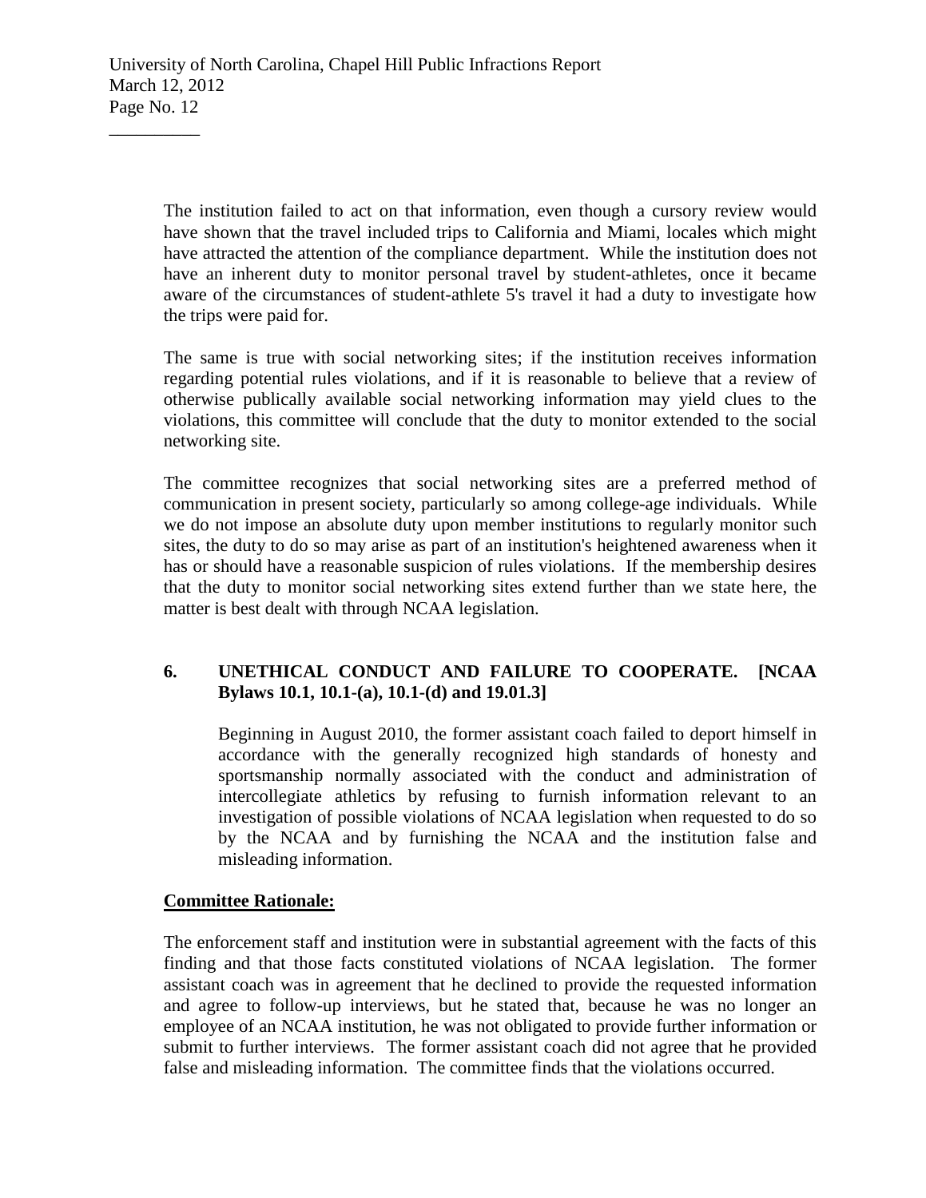The institution failed to act on that information, even though a cursory review would have shown that the travel included trips to California and Miami, locales which might have attracted the attention of the compliance department. While the institution does not have an inherent duty to monitor personal travel by student-athletes, once it became aware of the circumstances of student-athlete 5's travel it had a duty to investigate how the trips were paid for.

The same is true with social networking sites; if the institution receives information regarding potential rules violations, and if it is reasonable to believe that a review of otherwise publically available social networking information may yield clues to the violations, this committee will conclude that the duty to monitor extended to the social networking site.

The committee recognizes that social networking sites are a preferred method of communication in present society, particularly so among college-age individuals. While we do not impose an absolute duty upon member institutions to regularly monitor such sites, the duty to do so may arise as part of an institution's heightened awareness when it has or should have a reasonable suspicion of rules violations. If the membership desires that the duty to monitor social networking sites extend further than we state here, the matter is best dealt with through NCAA legislation.

### 6. UNETHICAL CONDUCT AND FAILURE TO COOPERATE. [NCAA Bylaws 10.1, 10.1-(a), 10.1-(d) and 19.01.3]

Beginning in August 2010, the former assistant coach failed to deport himself in accordance with the generally recognized high standards of honesty and sportsmanship normally associated with the conduct and administration of intercollegiate athletics by refusing to furnish information relevant to an investigation of possible violations of NCAA legislation when requested to do so by the NCAA and by furnishing the NCAA and the institution false and misleading information.

**Committee Rationale:**

The enforcement staff and institution were in substantial agreement with the facts of this finding and that those facts constituted violations of NCAA legislation. The former assistant coach was in agreement that he declined to provide the requested information and agree to follow-up interviews, but he stated that, because he was no longer an employee of an NCAA institution, he was not obligated to provide further information or submit to further interviews. The former assistant coach did not agree that he provided false and misleading information. The committee finds that the violations occurred.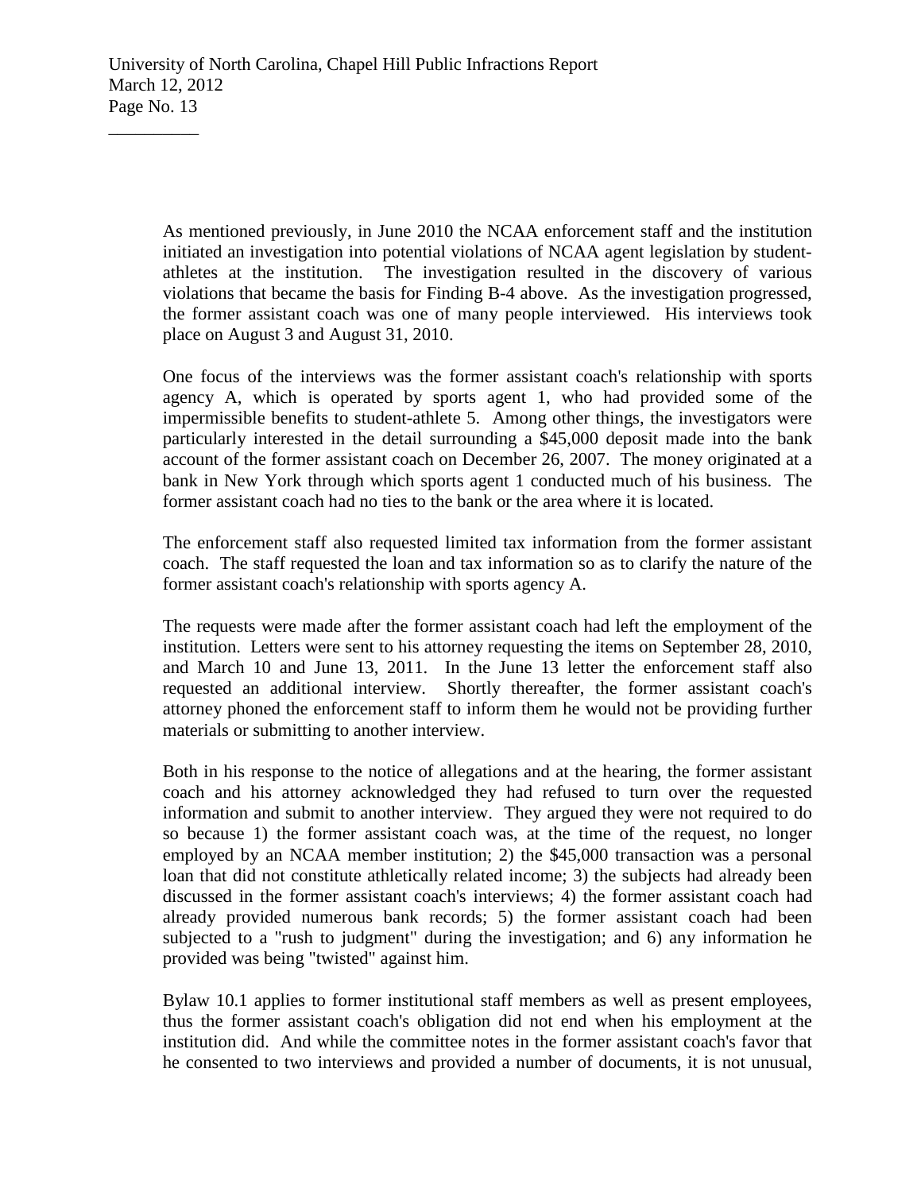As mentioned previously, in June 2010 the NCAA enforcement staff and the institution initiated an investigation into potential violations of NCAA agent legislation by student-athletes at the institution. The investigation resulted in the discovery of various violations that became the basis for Finding B-4 above. As the investigation progressed, the former assistant coach was one of many people interviewed. His interviews took place on August 3 and August 31, 2010.

One focus of the interviews was the former assistant coach's relationship with sports agency A, which is operated by sports agent 1, who had provided some of the impermissible benefits to student-athlete 5. Among other things, the investigators were particularly interested in the detail surrounding a $45,000 deposit made into the bank account of the former assistant coach on December 26, 2007. The money originated at a bank in New York through which sports agent 1 conducted much of his business. The former assistant coach had no ties to the bank or the area where it is located.

The enforcement staff also requested limited tax information from the former assistant coach. The staff requested the loan and tax information so as to clarify the nature of the former assistant coach's relationship with sports agency A.

The requests were made after the former assistant coach had left the employment of the institution. Letters were sent to his attorney requesting the items on September 28, 2010, and March 10 and June 13, 2011. In the June 13 letter the enforcement staff also requested an additional interview. Shortly thereafter, the former assistant coach's attorney phoned the enforcement staff to inform them he would not be providing further materials or submitting to another interview.

Both in his response to the notice of allegations and at the hearing, the former assistant coach and his attorney acknowledged they had refused to turn over the requested information and submit to another interview. They argued they were not required to do so because 1) the former assistant coach was, at the time of the request, no longer employed by an NCAA member institution; 2) the $45,000 transaction was a personal loan that did not constitute athletically related income; 3) the subjects had already been discussed in the former assistant coach's interviews; 4) the former assistant coach had already provided numerous bank records; 5) the former assistant coach had been subjected to a "rush to judgment" during the investigation; and 6) any information he provided was being "twisted" against him.

Bylaw 10.1 applies to former institutional staff members as well as present employees, thus the former assistant coach's obligation did not end when his employment at the institution did. And while the committee notes in the former assistant coach's favor that he consented to two interviews and provided a number of documents, it is not unusual,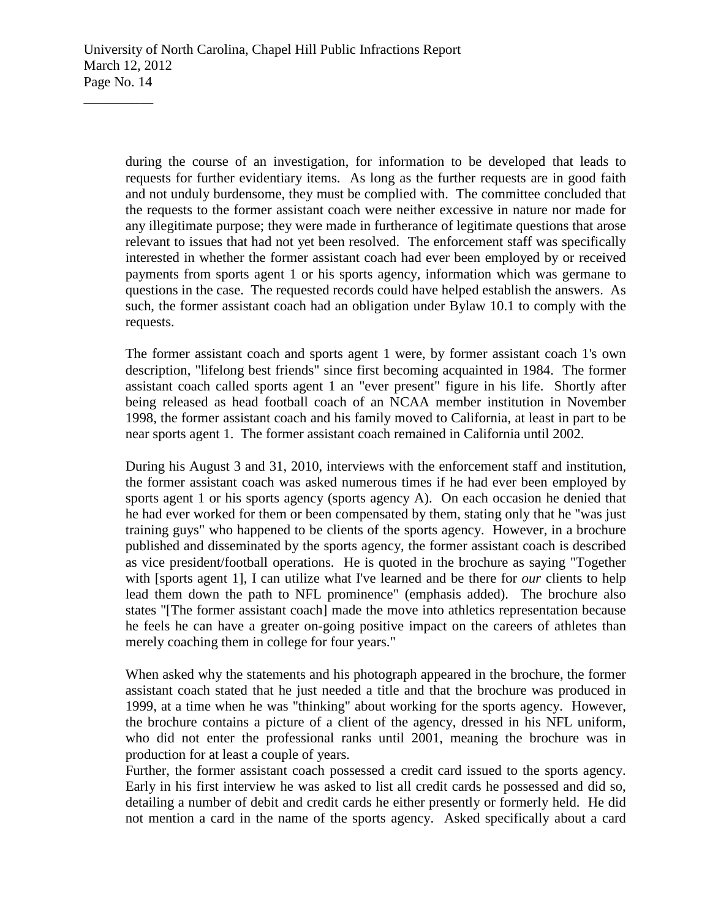during the course of an investigation, for information to be developed that leads to requests for further evidentiary items. As long as the further requests are in good faith and not unduly burdensome, they must be complied with. The committee concluded that the requests to the former assistant coach were neither excessive in nature nor made for any illegitimate purpose; they were made in furtherance of legitimate questions that arose relevant to issues that had not yet been resolved. The enforcement staff was specifically interested in whether the former assistant coach had ever been employed by or received payments from sports agent 1 or his sports agency, information which was germane to questions in the case. The requested records could have helped establish the answers. As such, the former assistant coach had an obligation under Bylaw 10.1 to comply with the requests.

The former assistant coach and sports agent 1 were, by former assistant coach 1's own description, "lifelong best friends" since first becoming acquainted in 1984. The former assistant coach called sports agent 1 an "ever present" figure in his life. Shortly after being released as head football coach of an NCAA member institution in November 1998, the former assistant coach and his family moved to California, at least in part to be near sports agent 1. The former assistant coach remained in California until 2002.

During his August 3 and 31, 2010, interviews with the enforcement staff and institution, the former assistant coach was asked numerous times if he had ever been employed by sports agent 1 or his sports agency (sports agency A). On each occasion he denied that he had ever worked for them or been compensated by them, stating only that he "was just training guys" who happened to be clients of the sports agency. However, in a brochure published and disseminated by the sports agency, the former assistant coach is described as vice president/football operations. He is quoted in the brochure as saying "Together with [sports agent 1], I can utilize what I've learned and be there for *our* clients to help lead them down the path to NFL prominence" (emphasis added). The brochure also states "[The former assistant coach] made the move into athletics representation because he feels he can have a greater on-going positive impact on the careers of athletes than merely coaching them in college for four years."

When asked why the statements and his photograph appeared in the brochure, the former assistant coach stated that he just needed a title and that the brochure was produced in 1999, at a time when he was "thinking" about working for the sports agency. However, the brochure contains a picture of a client of the agency, dressed in his NFL uniform, who did not enter the professional ranks until 2001, meaning the brochure was in production for at least a couple of years.

Further, the former assistant coach possessed a credit card issued to the sports agency. Early in his first interview he was asked to list all credit cards he possessed and did so, detailing a number of debit and credit cards he either presently or formerly held. He did not mention a card in the name of the sports agency. Asked specifically about a card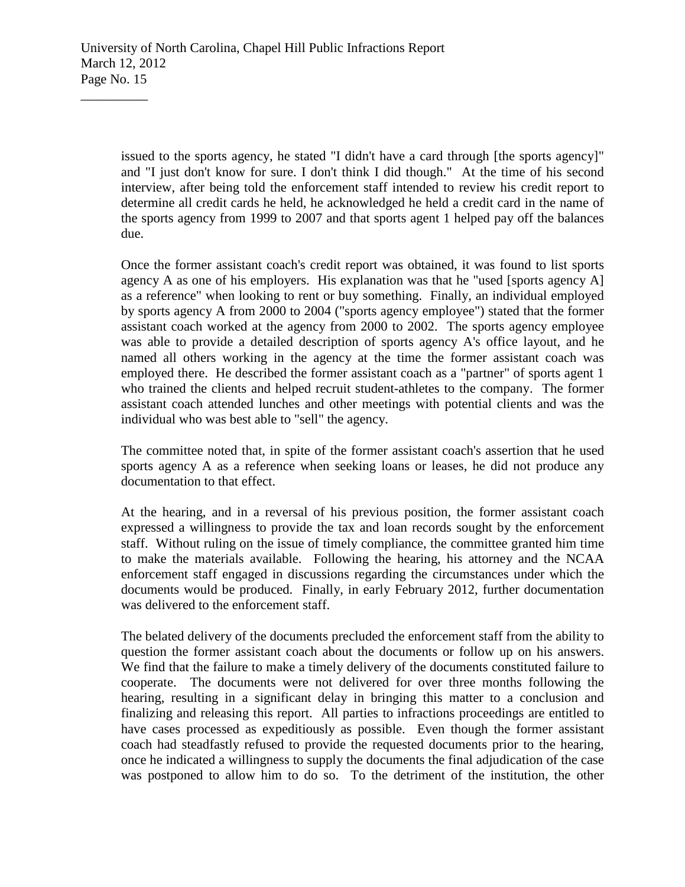issued to the sports agency, he stated "I didn't have a card through [the sports agency]" and "I just don't know for sure. I don't think I did though." At the time of his second interview, after being told the enforcement staff intended to review his credit report to determine all credit cards he held, he acknowledged he held a credit card in the name of the sports agency from 1999 to 2007 and that sports agent 1 helped pay off the balances due.

Once the former assistant coach's credit report was obtained, it was found to list sports agency A as one of his employers. His explanation was that he "used [sports agency A] as a reference" when looking to rent or buy something. Finally, an individual employed by sports agency A from 2000 to 2004 ("sports agency employee") stated that the former assistant coach worked at the agency from 2000 to 2002. The sports agency employee was able to provide a detailed description of sports agency A's office layout, and he named all others working in the agency at the time the former assistant coach was employed there. He described the former assistant coach as a "partner" of sports agent 1 who trained the clients and helped recruit student-athletes to the company. The former assistant coach attended lunches and other meetings with potential clients and was the individual who was best able to "sell" the agency.

The committee noted that, in spite of the former assistant coach's assertion that he used sports agency A as a reference when seeking loans or leases, he did not produce any documentation to that effect.

At the hearing, and in a reversal of his previous position, the former assistant coach expressed a willingness to provide the tax and loan records sought by the enforcement staff. Without ruling on the issue of timely compliance, the committee granted him time to make the materials available. Following the hearing, his attorney and the NCAA enforcement staff engaged in discussions regarding the circumstances under which the documents would be produced. Finally, in early February 2012, further documentation was delivered to the enforcement staff.

The belated delivery of the documents precluded the enforcement staff from the ability to question the former assistant coach about the documents or follow up on his answers. We find that the failure to make a timely delivery of the documents constituted failure to cooperate. The documents were not delivered for over three months following the hearing, resulting in a significant delay in bringing this matter to a conclusion and finalizing and releasing this report. All parties to infractions proceedings are entitled to have cases processed as expeditiously as possible. Even though the former assistant coach had steadfastly refused to provide the requested documents prior to the hearing, once he indicated a willingness to supply the documents the final adjudication of the case was postponed to allow him to do so. To the detriment of the institution, the other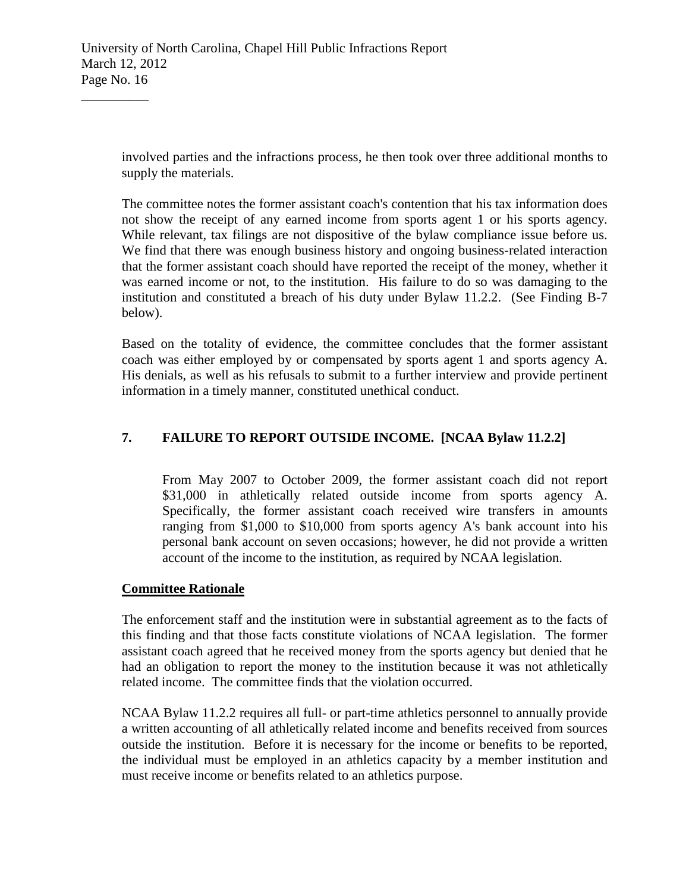involved parties and the infractions process, he then took over three additional months to supply the materials.

The committee notes the former assistant coach's contention that his tax information does not show the receipt of any earned income from sports agent 1 or his sports agency. While relevant, tax filings are not dispositive of the bylaw compliance issue before us. We find that there was enough business history and ongoing business-related interaction that the former assistant coach should have reported the receipt of the money, whether it was earned income or not, to the institution. His failure to do so was damaging to the institution and constituted a breach of his duty under Bylaw 11.2.2. (See Finding B-7 below).

Based on the totality of evidence, the committee concludes that the former assistant coach was either employed by or compensated by sports agent 1 and sports agency A. His denials, as well as his refusals to submit to a further interview and provide pertinent information in a timely manner, constituted unethical conduct.

## 7. FAILURE TO REPORT OUTSIDE INCOME. [NCAA Bylaw 11.2.2]

From May 2007 to October 2009, the former assistant coach did not report \$31,000 in athletically related outside income from sports agency A. Specifically, the former assistant coach received wire transfers in amounts ranging from \$1,000 to \$10,000 from sports agency A's bank account into his personal bank account on seven occasions; however, he did not provide a written account of the income to the institution, as required by NCAA legislation.

**Committee Rationale**

The enforcement staff and the institution were in substantial agreement as to the facts of this finding and that those facts constitute violations of NCAA legislation. The former assistant coach agreed that he received money from the sports agency but denied that he had an obligation to report the money to the institution because it was not athletically related income. The committee finds that the violation occurred.

NCAA Bylaw 11.2.2 requires all full- or part-time athletics personnel to annually provide a written accounting of all athletically related income and benefits received from sources outside the institution. Before it is necessary for the income or benefits to be reported, the individual must be employed in an athletics capacity by a member institution and must receive income or benefits related to an athletics purpose.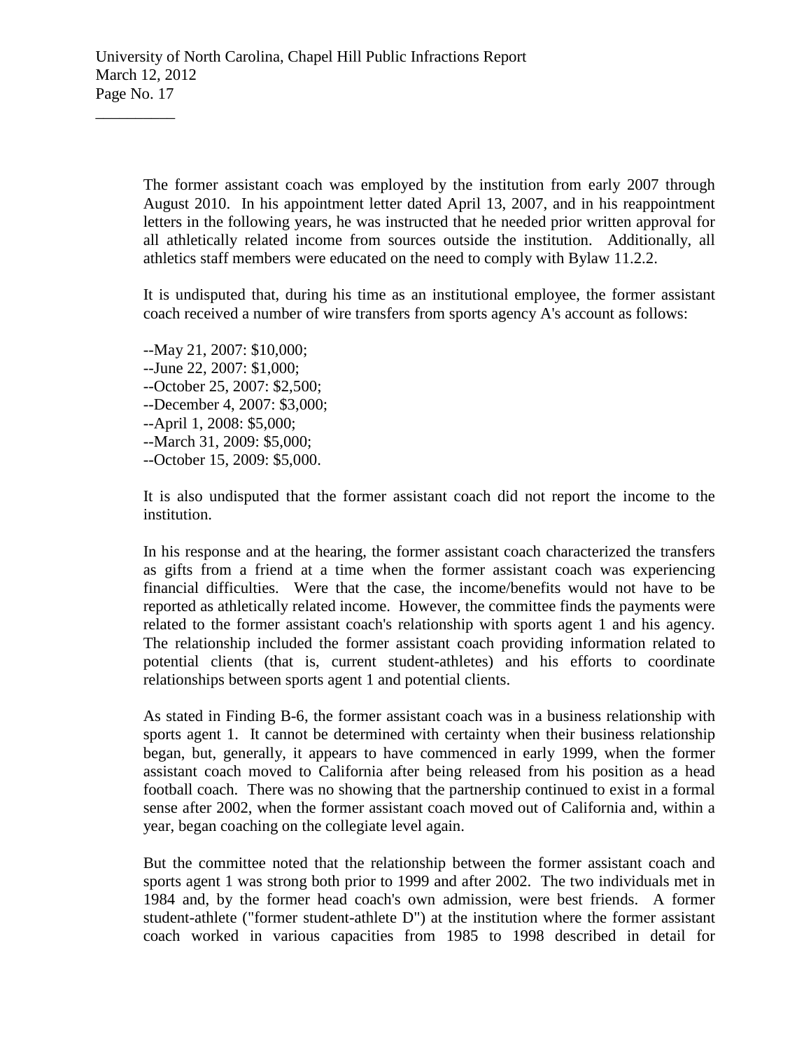The former assistant coach was employed by the institution from early 2007 through August 2010. In his appointment letter dated April 13, 2007, and in his reappointment letters in the following years, he was instructed that he needed prior written approval for all athletically related income from sources outside the institution. Additionally, all athletics staff members were educated on the need to comply with Bylaw 11.2.2.

It is undisputed that, during his time as an institutional employee, the former assistant coach received a number of wire transfers from sports agency A's account as follows:

--May 21, 2007: $10,000;
--June 22, 2007: $1,000;
--October 25, 2007: $2,500;
--December 4, 2007: $3,000;
--April 1, 2008: $5,000;
--March 31, 2009: $5,000;
--October 15, 2009: $5,000.

It is also undisputed that the former assistant coach did not report the income to the institution.

In his response and at the hearing, the former assistant coach characterized the transfers as gifts from a friend at a time when the former assistant coach was experiencing financial difficulties. Were that the case, the income/benefits would not have to be reported as athletically related income. However, the committee finds the payments were related to the former assistant coach's relationship with sports agent 1 and his agency. The relationship included the former assistant coach providing information related to potential clients (that is, current student-athletes) and his efforts to coordinate relationships between sports agent 1 and potential clients.

As stated in Finding B-6, the former assistant coach was in a business relationship with sports agent 1. It cannot be determined with certainty when their business relationship began, but, generally, it appears to have commenced in early 1999, when the former assistant coach moved to California after being released from his position as a head football coach. There was no showing that the partnership continued to exist in a formal sense after 2002, when the former assistant coach moved out of California and, within a year, began coaching on the collegiate level again.

But the committee noted that the relationship between the former assistant coach and sports agent 1 was strong both prior to 1999 and after 2002. The two individuals met in 1984 and, by the former head coach's own admission, were best friends. A former student-athlete ("former student-athlete D") at the institution where the former assistant coach worked in various capacities from 1985 to 1998 described in detail for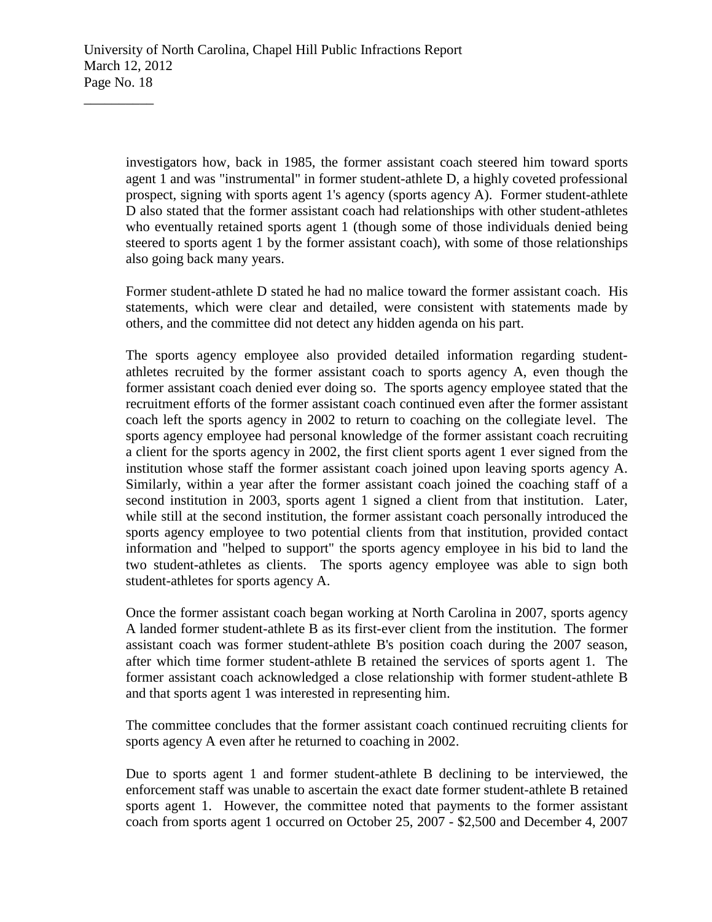investigators how, back in 1985, the former assistant coach steered him toward sports agent 1 and was "instrumental" in former student-athlete D, a highly coveted professional prospect, signing with sports agent 1's agency (sports agency A). Former student-athlete D also stated that the former assistant coach had relationships with other student-athletes who eventually retained sports agent 1 (though some of those individuals denied being steered to sports agent 1 by the former assistant coach), with some of those relationships also going back many years.

Former student-athlete D stated he had no malice toward the former assistant coach. His statements, which were clear and detailed, were consistent with statements made by others, and the committee did not detect any hidden agenda on his part.

The sports agency employee also provided detailed information regarding student-athletes recruited by the former assistant coach to sports agency A, even though the former assistant coach denied ever doing so. The sports agency employee stated that the recruitment efforts of the former assistant coach continued even after the former assistant coach left the sports agency in 2002 to return to coaching on the collegiate level. The sports agency employee had personal knowledge of the former assistant coach recruiting a client for the sports agency in 2002, the first client sports agent 1 ever signed from the institution whose staff the former assistant coach joined upon leaving sports agency A. Similarly, within a year after the former assistant coach joined the coaching staff of a second institution in 2003, sports agent 1 signed a client from that institution. Later, while still at the second institution, the former assistant coach personally introduced the sports agency employee to two potential clients from that institution, provided contact information and "helped to support" the sports agency employee in his bid to land the two student-athletes as clients. The sports agency employee was able to sign both student-athletes for sports agency A.

Once the former assistant coach began working at North Carolina in 2007, sports agency A landed former student-athlete B as its first-ever client from the institution. The former assistant coach was former student-athlete B's position coach during the 2007 season, after which time former student-athlete B retained the services of sports agent 1. The former assistant coach acknowledged a close relationship with former student-athlete B and that sports agent 1 was interested in representing him.

The committee concludes that the former assistant coach continued recruiting clients for sports agency A even after he returned to coaching in 2002.

Due to sports agent 1 and former student-athlete B declining to be interviewed, the enforcement staff was unable to ascertain the exact date former student-athlete B retained sports agent 1. However, the committee noted that payments to the former assistant coach from sports agent 1 occurred on October 25, 2007 - $2,500 and December 4, 2007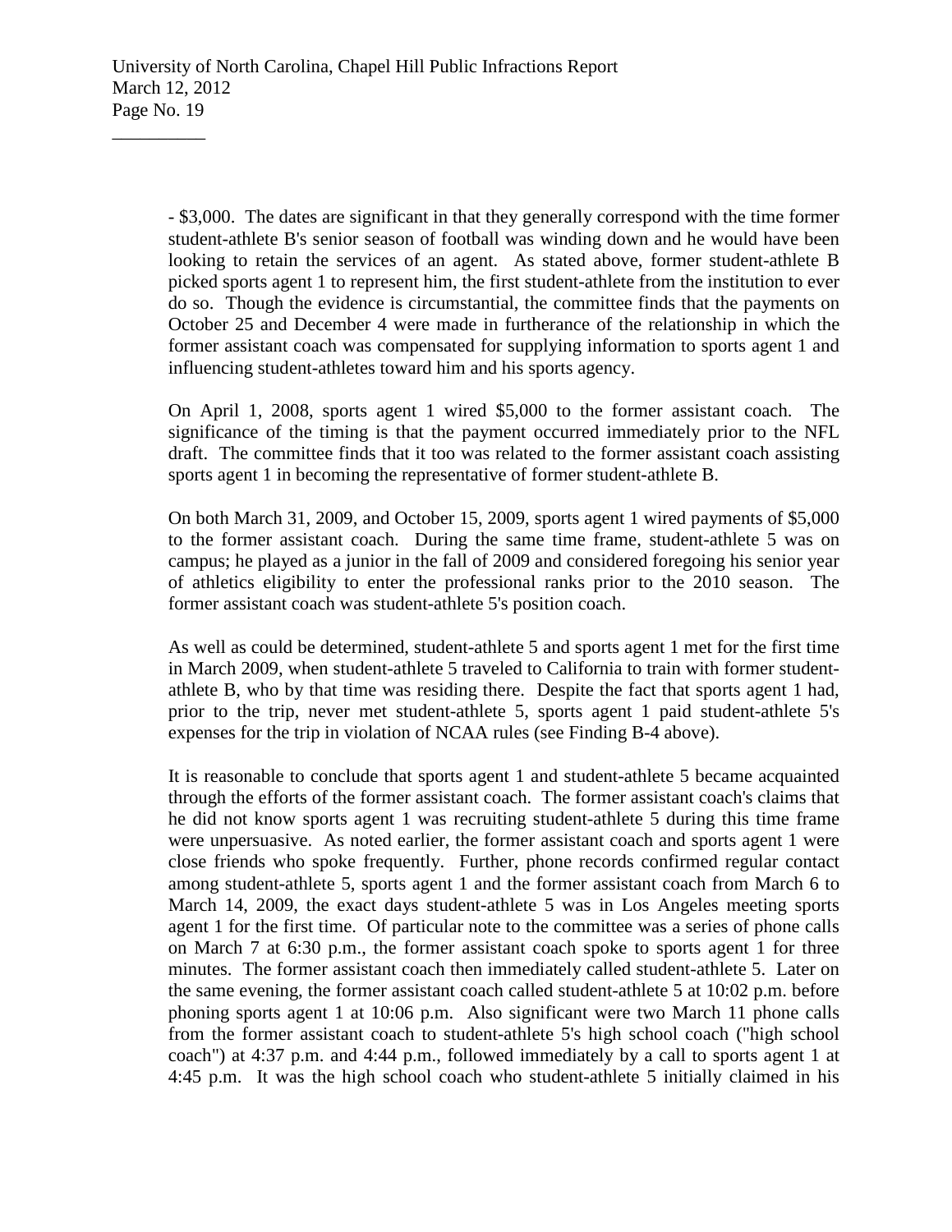- $3,000. The dates are significant in that they generally correspond with the time former student-athlete B's senior season of football was winding down and he would have been looking to retain the services of an agent. As stated above, former student-athlete B picked sports agent 1 to represent him, the first student-athlete from the institution to ever do so. Though the evidence is circumstantial, the committee finds that the payments on October 25 and December 4 were made in furtherance of the relationship in which the former assistant coach was compensated for supplying information to sports agent 1 and influencing student-athletes toward him and his sports agency.

On April 1, 2008, sports agent 1 wired $5,000 to the former assistant coach. The significance of the timing is that the payment occurred immediately prior to the NFL draft. The committee finds that it too was related to the former assistant coach assisting sports agent 1 in becoming the representative of former student-athlete B.

On both March 31, 2009, and October 15, 2009, sports agent 1 wired payments of $5,000 to the former assistant coach. During the same time frame, student-athlete 5 was on campus; he played as a junior in the fall of 2009 and considered foregoing his senior year of athletics eligibility to enter the professional ranks prior to the 2010 season. The former assistant coach was student-athlete 5's position coach.

As well as could be determined, student-athlete 5 and sports agent 1 met for the first time in March 2009, when student-athlete 5 traveled to California to train with former student-athlete B, who by that time was residing there. Despite the fact that sports agent 1 had, prior to the trip, never met student-athlete 5, sports agent 1 paid student-athlete 5's expenses for the trip in violation of NCAA rules (see Finding B-4 above).

It is reasonable to conclude that sports agent 1 and student-athlete 5 became acquainted through the efforts of the former assistant coach. The former assistant coach's claims that he did not know sports agent 1 was recruiting student-athlete 5 during this time frame were unpersuasive. As noted earlier, the former assistant coach and sports agent 1 were close friends who spoke frequently. Further, phone records confirmed regular contact among student-athlete 5, sports agent 1 and the former assistant coach from March 6 to March 14, 2009, the exact days student-athlete 5 was in Los Angeles meeting sports agent 1 for the first time. Of particular note to the committee was a series of phone calls on March 7 at 6:30 p.m., the former assistant coach spoke to sports agent 1 for three minutes. The former assistant coach then immediately called student-athlete 5. Later on the same evening, the former assistant coach called student-athlete 5 at 10:02 p.m. before phoning sports agent 1 at 10:06 p.m. Also significant were two March 11 phone calls from the former assistant coach to student-athlete 5's high school coach ("high school coach") at 4:37 p.m. and 4:44 p.m., followed immediately by a call to sports agent 1 at 4:45 p.m. It was the high school coach who student-athlete 5 initially claimed in his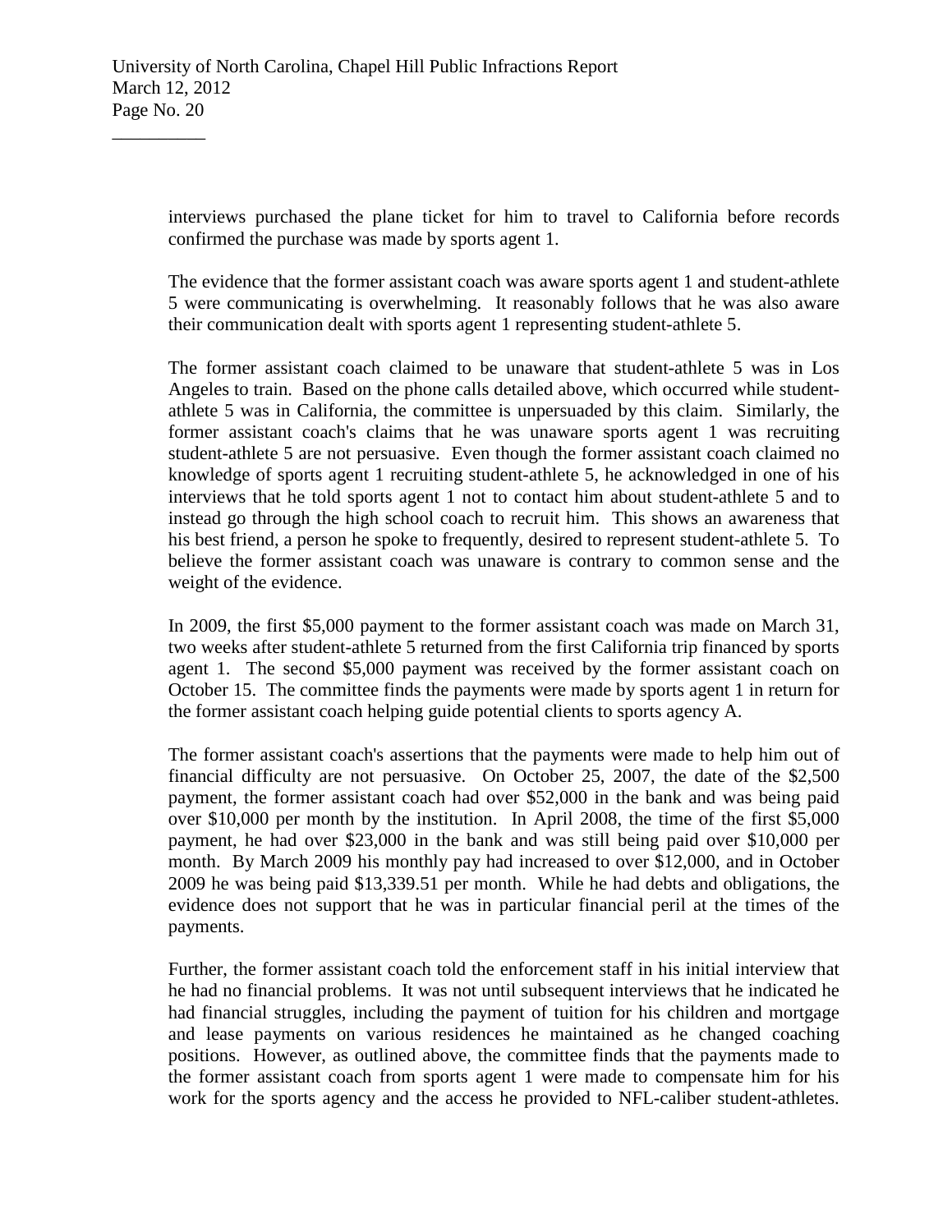interviews purchased the plane ticket for him to travel to California before records confirmed the purchase was made by sports agent 1.

The evidence that the former assistant coach was aware sports agent 1 and student-athlete 5 were communicating is overwhelming. It reasonably follows that he was also aware their communication dealt with sports agent 1 representing student-athlete 5.

The former assistant coach claimed to be unaware that student-athlete 5 was in Los Angeles to train. Based on the phone calls detailed above, which occurred while student-athlete 5 was in California, the committee is unpersuaded by this claim. Similarly, the former assistant coach's claims that he was unaware sports agent 1 was recruiting student-athlete 5 are not persuasive. Even though the former assistant coach claimed no knowledge of sports agent 1 recruiting student-athlete 5, he acknowledged in one of his interviews that he told sports agent 1 not to contact him about student-athlete 5 and to instead go through the high school coach to recruit him. This shows an awareness that his best friend, a person he spoke to frequently, desired to represent student-athlete 5. To believe the former assistant coach was unaware is contrary to common sense and the weight of the evidence.

In 2009, the first $5,000 payment to the former assistant coach was made on March 31, two weeks after student-athlete 5 returned from the first California trip financed by sports agent 1. The second $5,000 payment was received by the former assistant coach on October 15. The committee finds the payments were made by sports agent 1 in return for the former assistant coach helping guide potential clients to sports agency A.

The former assistant coach's assertions that the payments were made to help him out of financial difficulty are not persuasive. On October 25, 2007, the date of the $2,500 payment, the former assistant coach had over $52,000 in the bank and was being paid over $10,000 per month by the institution. In April 2008, the time of the first $5,000 payment, he had over $23,000 in the bank and was still being paid over $10,000 per month. By March 2009 his monthly pay had increased to over $12,000, and in October 2009 he was being paid $13,339.51 per month. While he had debts and obligations, the evidence does not support that he was in particular financial peril at the times of the payments.

Further, the former assistant coach told the enforcement staff in his initial interview that he had no financial problems. It was not until subsequent interviews that he indicated he had financial struggles, including the payment of tuition for his children and mortgage and lease payments on various residences he maintained as he changed coaching positions. However, as outlined above, the committee finds that the payments made to the former assistant coach from sports agent 1 were made to compensate him for his work for the sports agency and the access he provided to NFL-caliber student-athletes.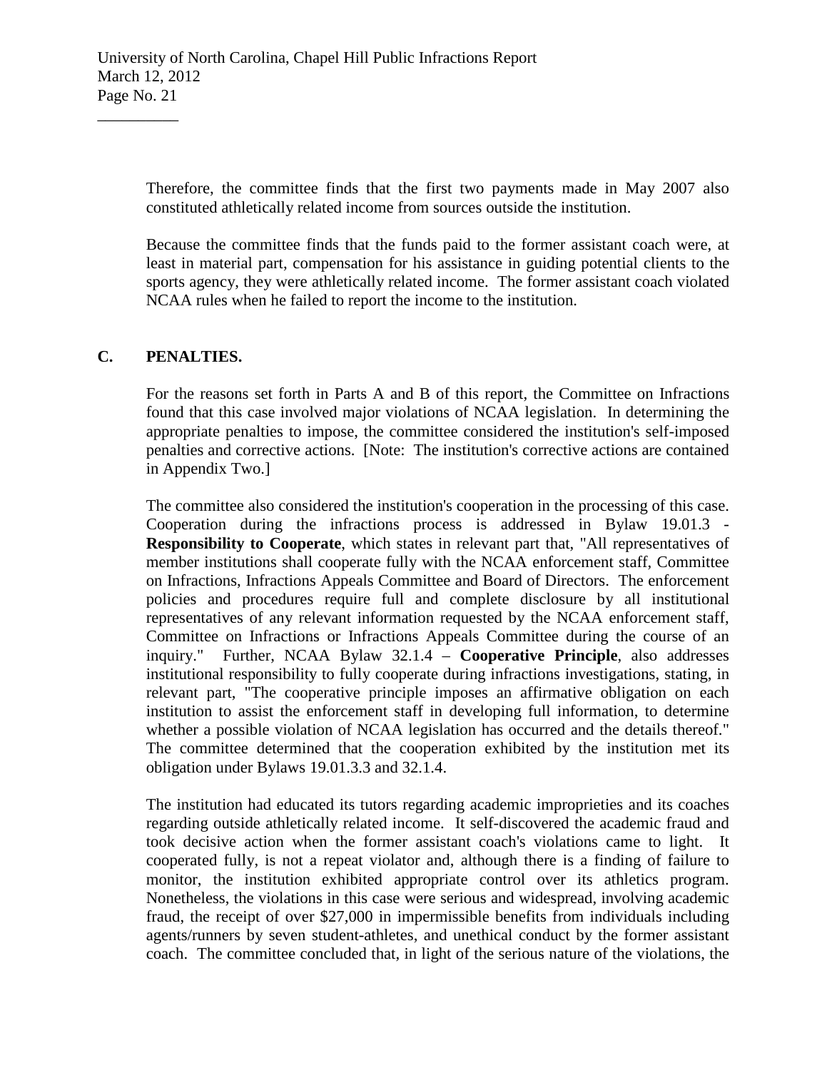Therefore, the committee finds that the first two payments made in May 2007 also constituted athletically related income from sources outside the institution.

Because the committee finds that the funds paid to the former assistant coach were, at least in material part, compensation for his assistance in guiding potential clients to the sports agency, they were athletically related income. The former assistant coach violated NCAA rules when he failed to report the income to the institution.

## C. PENALTIES.

For the reasons set forth in Parts A and B of this report, the Committee on Infractions found that this case involved major violations of NCAA legislation. In determining the appropriate penalties to impose, the committee considered the institution's self-imposed penalties and corrective actions. [Note: The institution's corrective actions are contained in Appendix Two.]

The committee also considered the institution's cooperation in the processing of this case. Cooperation during the infractions process is addressed in Bylaw 19.01.3 - **Responsibility to Cooperate**, which states in relevant part that, "All representatives of member institutions shall cooperate fully with the NCAA enforcement staff, Committee on Infractions, Infractions Appeals Committee and Board of Directors. The enforcement policies and procedures require full and complete disclosure by all institutional representatives of any relevant information requested by the NCAA enforcement staff, Committee on Infractions or Infractions Appeals Committee during the course of an inquiry." Further, NCAA Bylaw 32.1.4 – **Cooperative Principle**, also addresses institutional responsibility to fully cooperate during infractions investigations, stating, in relevant part, "The cooperative principle imposes an affirmative obligation on each institution to assist the enforcement staff in developing full information, to determine whether a possible violation of NCAA legislation has occurred and the details thereof." The committee determined that the cooperation exhibited by the institution met its obligation under Bylaws 19.01.3.3 and 32.1.4.

The institution had educated its tutors regarding academic improprieties and its coaches regarding outside athletically related income. It self-discovered the academic fraud and took decisive action when the former assistant coach's violations came to light. It cooperated fully, is not a repeat violator and, although there is a finding of failure to monitor, the institution exhibited appropriate control over its athletics program. Nonetheless, the violations in this case were serious and widespread, involving academic fraud, the receipt of over $27,000 in impermissible benefits from individuals including agents/runners by seven student-athletes, and unethical conduct by the former assistant coach. The committee concluded that, in light of the serious nature of the violations, the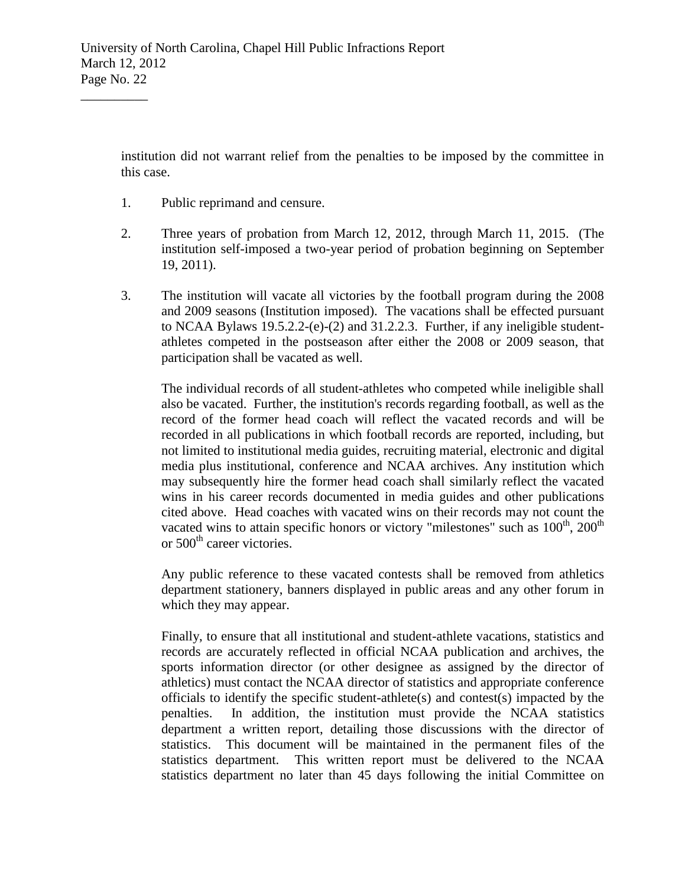institution did not warrant relief from the penalties to be imposed by the committee in this case.

1. Public reprimand and censure.

2. Three years of probation from March 12, 2012, through March 11, 2015. (The institution self-imposed a two-year period of probation beginning on September 19, 2011).

3. The institution will vacate all victories by the football program during the 2008 and 2009 seasons (Institution imposed). The vacations shall be effected pursuant to NCAA Bylaws 19.5.2.2-(e)-(2) and 31.2.2.3. Further, if any ineligible student-athletes competed in the postseason after either the 2008 or 2009 season, that participation shall be vacated as well.

   The individual records of all student-athletes who competed while ineligible shall also be vacated. Further, the institution's records regarding football, as well as the record of the former head coach will reflect the vacated records and will be recorded in all publications in which football records are reported, including, but not limited to institutional media guides, recruiting material, electronic and digital media plus institutional, conference and NCAA archives. Any institution which may subsequently hire the former head coach shall similarly reflect the vacated wins in his career records documented in media guides and other publications cited above. Head coaches with vacated wins on their records may not count the vacated wins to attain specific honors or victory "milestones" such as 100th, 200th or 500th career victories.

   Any public reference to these vacated contests shall be removed from athletics department stationery, banners displayed in public areas and any other forum in which they may appear.

   Finally, to ensure that all institutional and student-athlete vacations, statistics and records are accurately reflected in official NCAA publication and archives, the sports information director (or other designee as assigned by the director of athletics) must contact the NCAA director of statistics and appropriate conference officials to identify the specific student-athlete(s) and contest(s) impacted by the penalties. In addition, the institution must provide the NCAA statistics department a written report, detailing those discussions with the director of statistics. This document will be maintained in the permanent files of the statistics department. This written report must be delivered to the NCAA statistics department no later than 45 days following the initial Committee on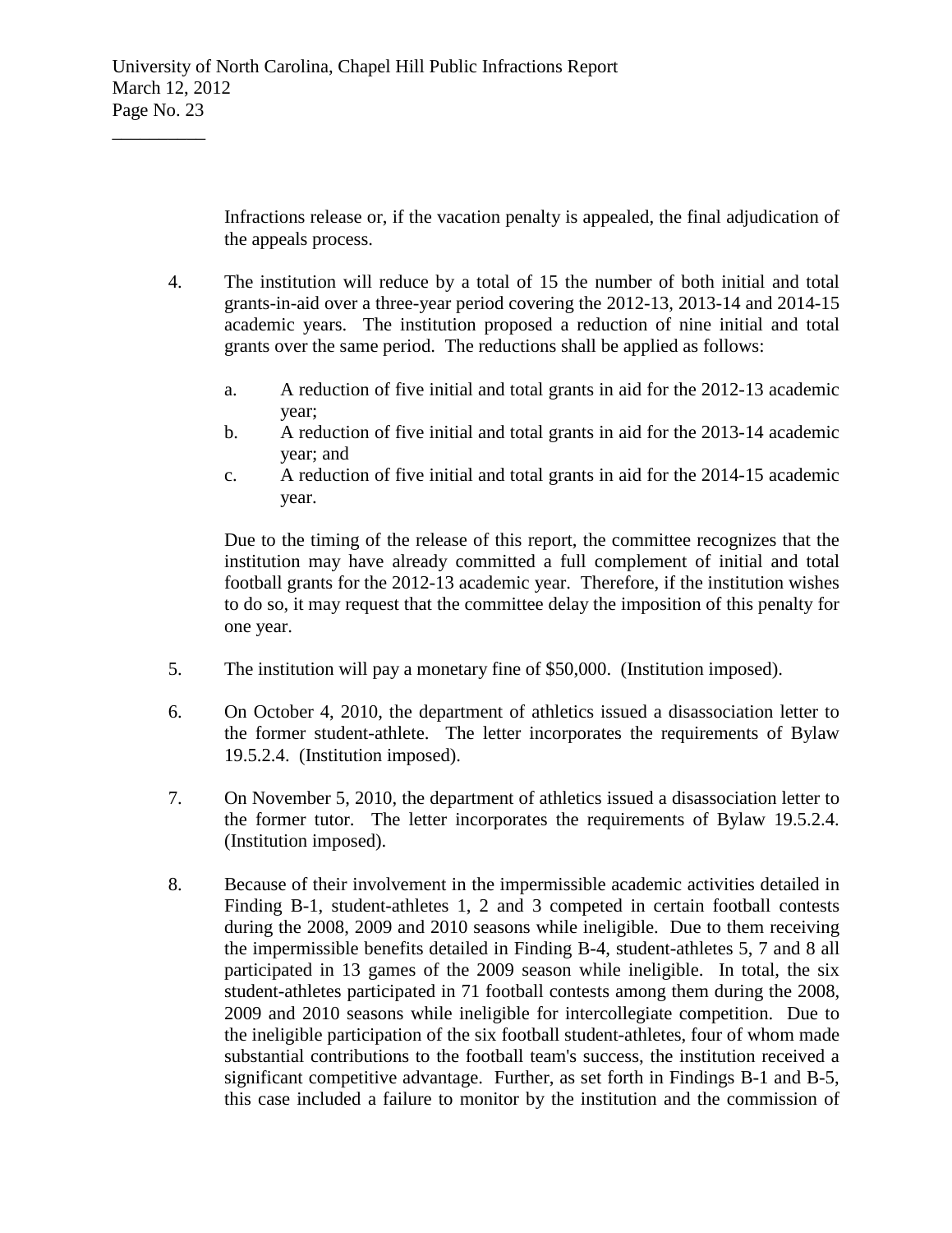Infractions release or, if the vacation penalty is appealed, the final adjudication of the appeals process.

4. The institution will reduce by a total of 15 the number of both initial and total grants-in-aid over a three-year period covering the 2012-13, 2013-14 and 2014-15 academic years. The institution proposed a reduction of nine initial and total grants over the same period. The reductions shall be applied as follows:

   a. A reduction of five initial and total grants in aid for the 2012-13 academic year;
   b. A reduction of five initial and total grants in aid for the 2013-14 academic year; and
   c. A reduction of five initial and total grants in aid for the 2014-15 academic year.

   Due to the timing of the release of this report, the committee recognizes that the institution may have already committed a full complement of initial and total football grants for the 2012-13 academic year. Therefore, if the institution wishes to do so, it may request that the committee delay the imposition of this penalty for one year.

5. The institution will pay a monetary fine of $50,000. (Institution imposed).

6. On October 4, 2010, the department of athletics issued a disassociation letter to the former student-athlete. The letter incorporates the requirements of Bylaw 19.5.2.4. (Institution imposed).

7. On November 5, 2010, the department of athletics issued a disassociation letter to the former tutor. The letter incorporates the requirements of Bylaw 19.5.2.4. (Institution imposed).

8. Because of their involvement in the impermissible academic activities detailed in Finding B-1, student-athletes 1, 2 and 3 competed in certain football contests during the 2008, 2009 and 2010 seasons while ineligible. Due to them receiving the impermissible benefits detailed in Finding B-4, student-athletes 5, 7 and 8 all participated in 13 games of the 2009 season while ineligible. In total, the six student-athletes participated in 71 football contests among them during the 2008, 2009 and 2010 seasons while ineligible for intercollegiate competition. Due to the ineligible participation of the six football student-athletes, four of whom made substantial contributions to the football team's success, the institution received a significant competitive advantage. Further, as set forth in Findings B-1 and B-5, this case included a failure to monitor by the institution and the commission of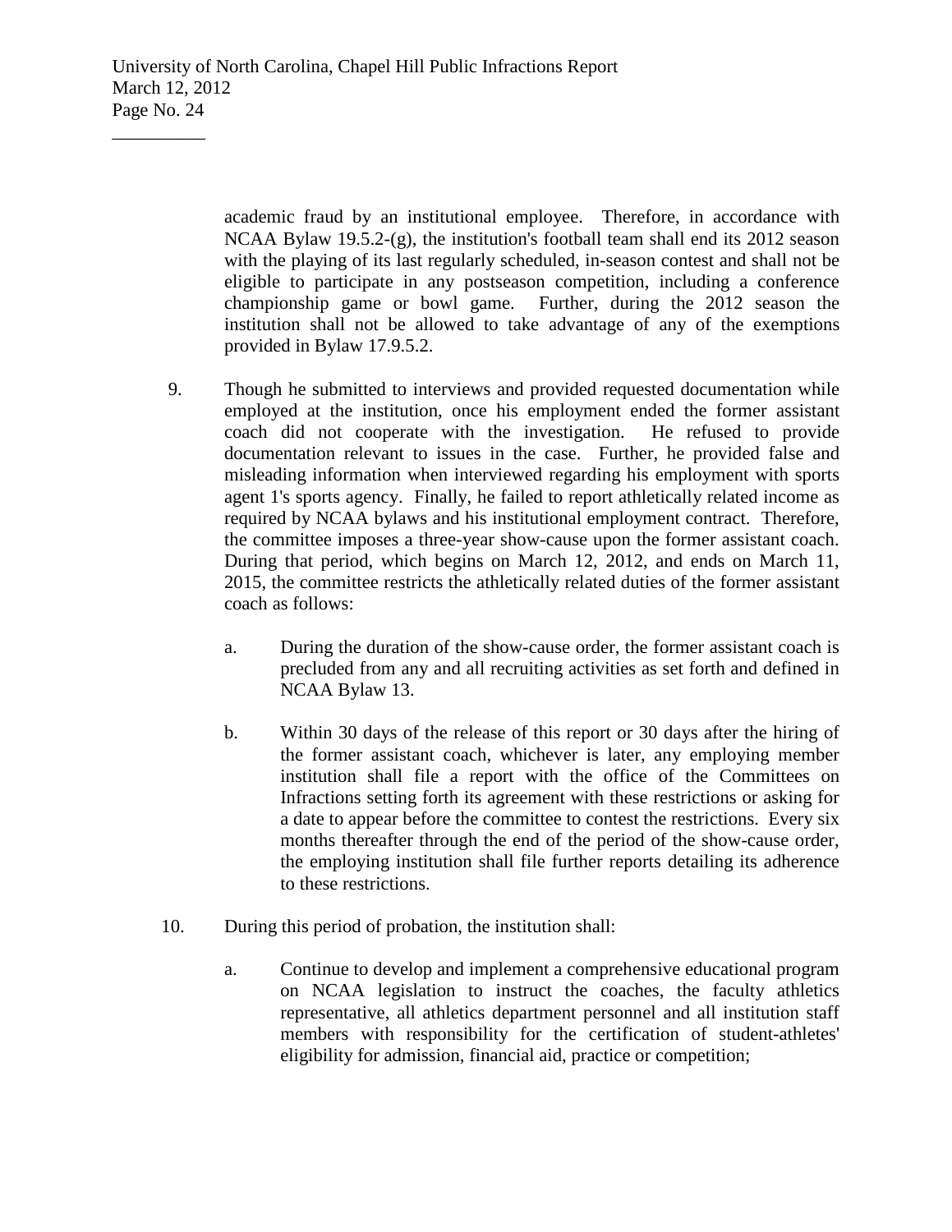academic fraud by an institutional employee. Therefore, in accordance with NCAA Bylaw 19.5.2-(g), the institution's football team shall end its 2012 season with the playing of its last regularly scheduled, in-season contest and shall not be eligible to participate in any postseason competition, including a conference championship game or bowl game. Further, during the 2012 season the institution shall not be allowed to take advantage of any of the exemptions provided in Bylaw 17.9.5.2.

9. Though he submitted to interviews and provided requested documentation while employed at the institution, once his employment ended the former assistant coach did not cooperate with the investigation. He refused to provide documentation relevant to issues in the case. Further, he provided false and misleading information when interviewed regarding his employment with sports agent 1's sports agency. Finally, he failed to report athletically related income as required by NCAA bylaws and his institutional employment contract. Therefore, the committee imposes a three-year show-cause upon the former assistant coach. During that period, which begins on March 12, 2012, and ends on March 11, 2015, the committee restricts the athletically related duties of the former assistant coach as follows:

   a. During the duration of the show-cause order, the former assistant coach is precluded from any and all recruiting activities as set forth and defined in NCAA Bylaw 13.

   b. Within 30 days of the release of this report or 30 days after the hiring of the former assistant coach, whichever is later, any employing member institution shall file a report with the office of the Committees on Infractions setting forth its agreement with these restrictions or asking for a date to appear before the committee to contest the restrictions. Every six months thereafter through the end of the period of the show-cause order, the employing institution shall file further reports detailing its adherence to these restrictions.

10. During this period of probation, the institution shall:

   a. Continue to develop and implement a comprehensive educational program on NCAA legislation to instruct the coaches, the faculty athletics representative, all athletics department personnel and all institution staff members with responsibility for the certification of student-athletes' eligibility for admission, financial aid, practice or competition;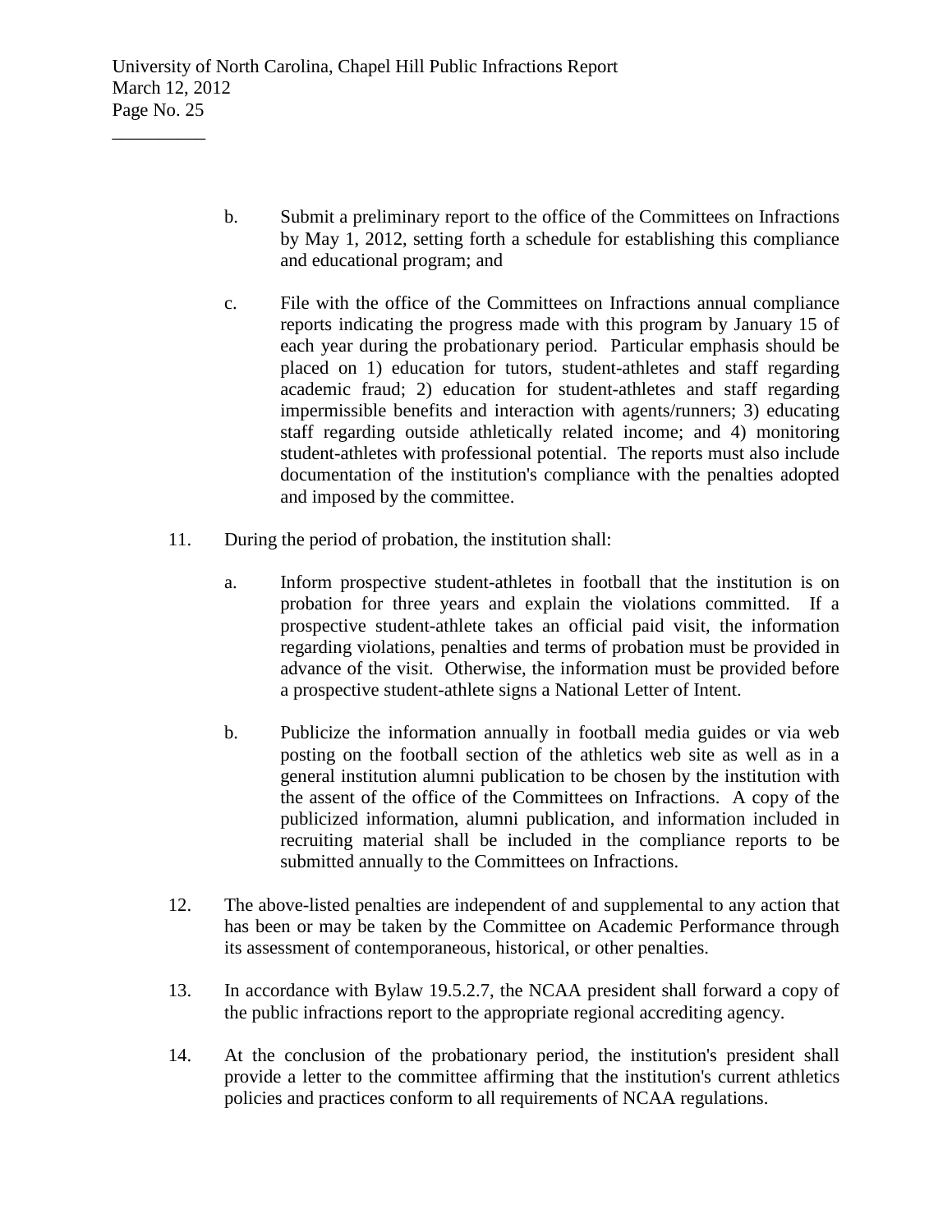b. Submit a preliminary report to the office of the Committees on Infractions by May 1, 2012, setting forth a schedule for establishing this compliance and educational program; and

c. File with the office of the Committees on Infractions annual compliance reports indicating the progress made with this program by January 15 of each year during the probationary period. Particular emphasis should be placed on 1) education for tutors, student-athletes and staff regarding academic fraud; 2) education for student-athletes and staff regarding impermissible benefits and interaction with agents/runners; 3) educating staff regarding outside athletically related income; and 4) monitoring student-athletes with professional potential. The reports must also include documentation of the institution's compliance with the penalties adopted and imposed by the committee.

11. During the period of probation, the institution shall:

   a. Inform prospective student-athletes in football that the institution is on probation for three years and explain the violations committed. If a prospective student-athlete takes an official paid visit, the information regarding violations, penalties and terms of probation must be provided in advance of the visit. Otherwise, the information must be provided before a prospective student-athlete signs a National Letter of Intent.

   b. Publicize the information annually in football media guides or via web posting on the football section of the athletics web site as well as in a general institution alumni publication to be chosen by the institution with the assent of the office of the Committees on Infractions. A copy of the publicized information, alumni publication, and information included in recruiting material shall be included in the compliance reports to be submitted annually to the Committees on Infractions.

12. The above-listed penalties are independent of and supplemental to any action that has been or may be taken by the Committee on Academic Performance through its assessment of contemporaneous, historical, or other penalties.

13. In accordance with Bylaw 19.5.2.7, the NCAA president shall forward a copy of the public infractions report to the appropriate regional accrediting agency.

14. At the conclusion of the probationary period, the institution's president shall provide a letter to the committee affirming that the institution's current athletics policies and practices conform to all requirements of NCAA regulations.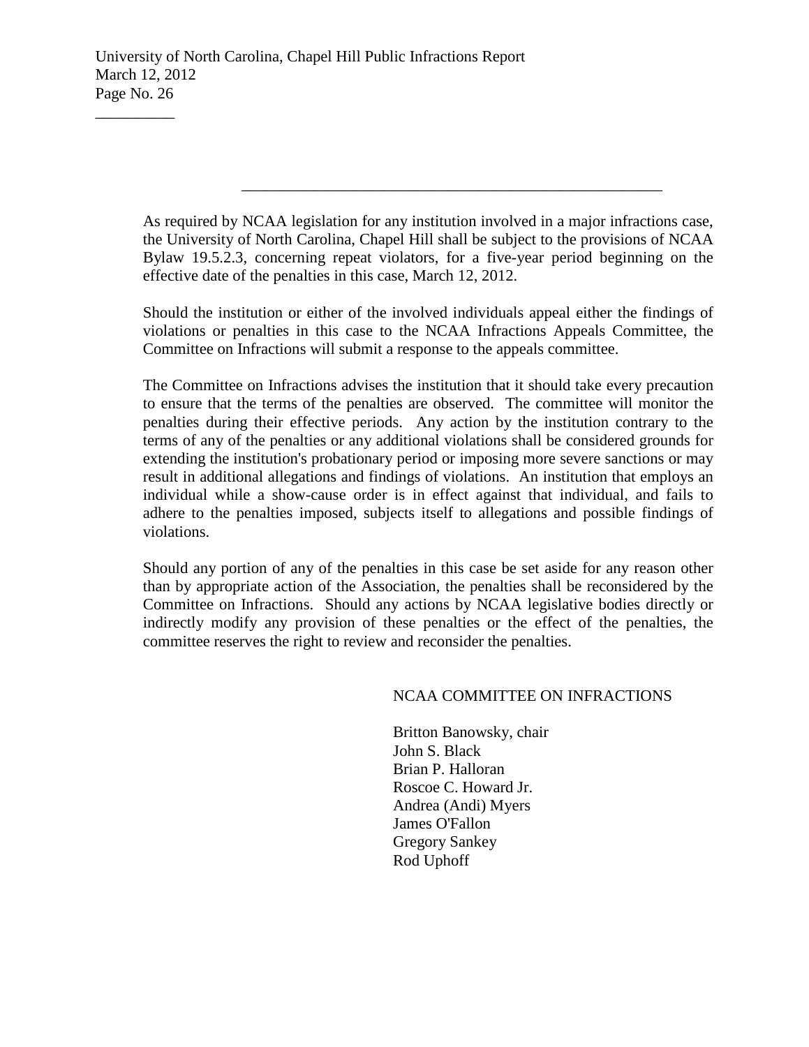---

As required by NCAA legislation for any institution involved in a major infractions case, the University of North Carolina, Chapel Hill shall be subject to the provisions of NCAA Bylaw 19.5.2.3, concerning repeat violators, for a five-year period beginning on the effective date of the penalties in this case, March 12, 2012.

Should the institution or either of the involved individuals appeal either the findings of violations or penalties in this case to the NCAA Infractions Appeals Committee, the Committee on Infractions will submit a response to the appeals committee.

The Committee on Infractions advises the institution that it should take every precaution to ensure that the terms of the penalties are observed. The committee will monitor the penalties during their effective periods. Any action by the institution contrary to the terms of any of the penalties or any additional violations shall be considered grounds for extending the institution's probationary period or imposing more severe sanctions or may result in additional allegations and findings of violations. An institution that employs an individual while a show-cause order is in effect against that individual, and fails to adhere to the penalties imposed, subjects itself to allegations and possible findings of violations.

Should any portion of any of the penalties in this case be set aside for any reason other than by appropriate action of the Association, the penalties shall be reconsidered by the Committee on Infractions. Should any actions by NCAA legislative bodies directly or indirectly modify any provision of these penalties or the effect of the penalties, the committee reserves the right to review and reconsider the penalties.

NCAA COMMITTEE ON INFRACTIONS

Britton Banowsky, chair
John S. Black
Brian P. Halloran
Roscoe C. Howard Jr.
Andrea (Andi) Myers
James O'Fallon
Gregory Sankey
Rod Uphoff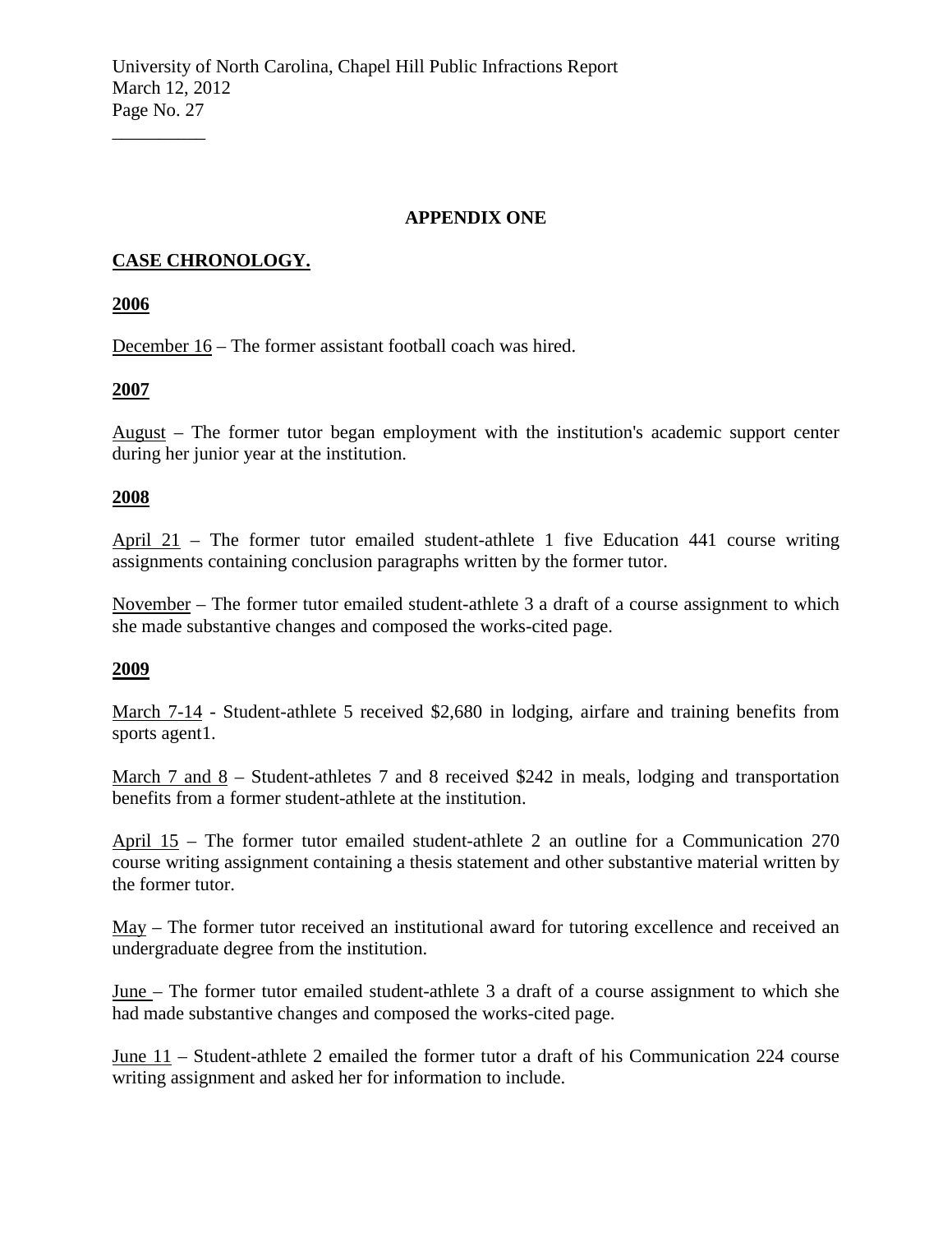## APPENDIX ONE

### CASE CHRONOLOGY.

**2006**

December 16 – The former assistant football coach was hired.

**2007**

August – The former tutor began employment with the institution's academic support center during her junior year at the institution.

**2008**

April 21 – The former tutor emailed student-athlete 1 five Education 441 course writing assignments containing conclusion paragraphs written by the former tutor.

November – The former tutor emailed student-athlete 3 a draft of a course assignment to which she made substantive changes and composed the works-cited page.

**2009**

March 7-14 - Student-athlete 5 received $2,680 in lodging, airfare and training benefits from sports agent1.

March 7 and 8 – Student-athletes 7 and 8 received $242 in meals, lodging and transportation benefits from a former student-athlete at the institution.

April 15 – The former tutor emailed student-athlete 2 an outline for a Communication 270 course writing assignment containing a thesis statement and other substantive material written by the former tutor.

May – The former tutor received an institutional award for tutoring excellence and received an undergraduate degree from the institution.

June – The former tutor emailed student-athlete 3 a draft of a course assignment to which she had made substantive changes and composed the works-cited page.

June 11 – Student-athlete 2 emailed the former tutor a draft of his Communication 224 course writing assignment and asked her for information to include.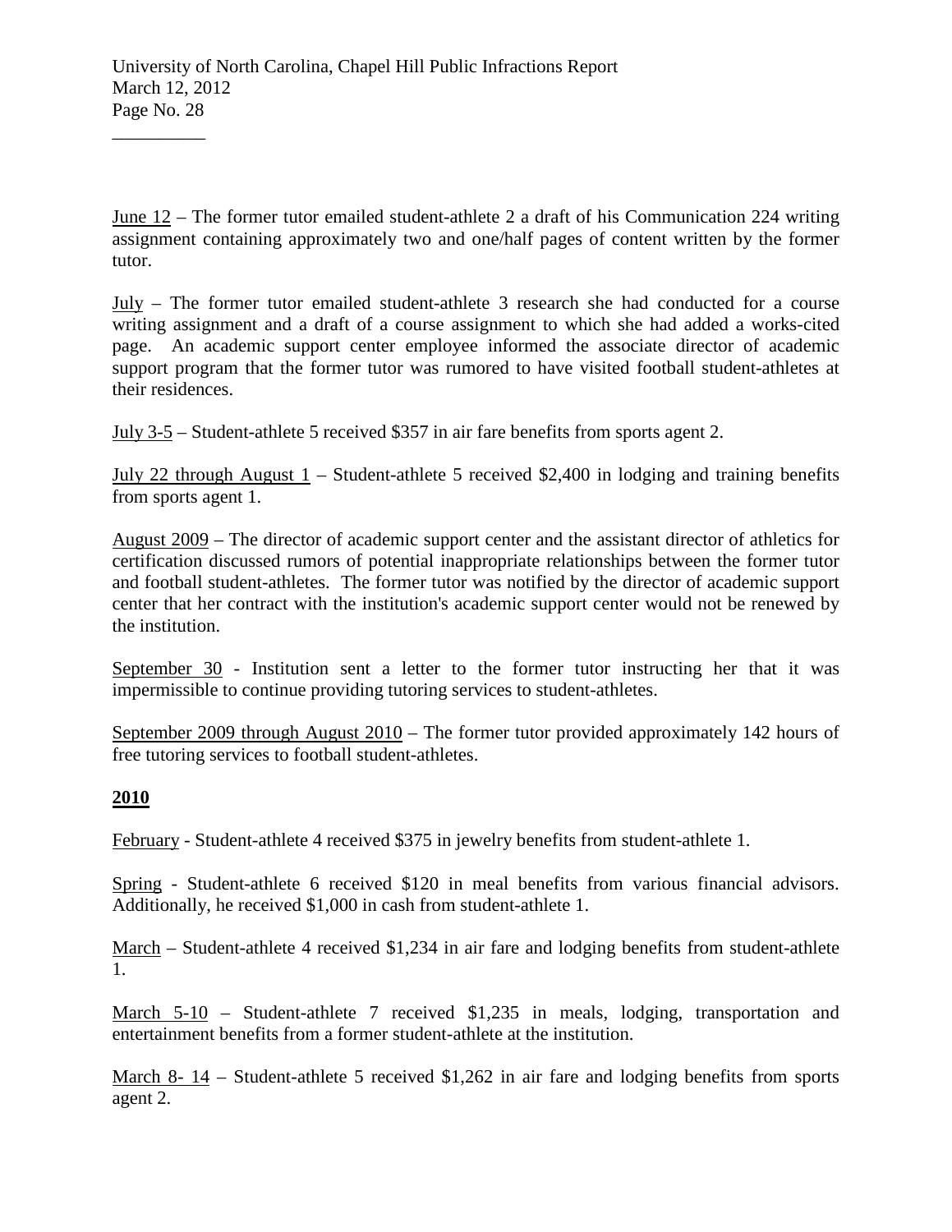June 12 – The former tutor emailed student-athlete 2 a draft of his Communication 224 writing assignment containing approximately two and one/half pages of content written by the former tutor.

July – The former tutor emailed student-athlete 3 research she had conducted for a course writing assignment and a draft of a course assignment to which she had added a works-cited page. An academic support center employee informed the associate director of academic support program that the former tutor was rumored to have visited football student-athletes at their residences.

July 3-5 – Student-athlete 5 received $357 in air fare benefits from sports agent 2.

July 22 through August 1 – Student-athlete 5 received $2,400 in lodging and training benefits from sports agent 1.

August 2009 – The director of academic support center and the assistant director of athletics for certification discussed rumors of potential inappropriate relationships between the former tutor and football student-athletes. The former tutor was notified by the director of academic support center that her contract with the institution's academic support center would not be renewed by the institution.

September 30 - Institution sent a letter to the former tutor instructing her that it was impermissible to continue providing tutoring services to student-athletes.

September 2009 through August 2010 – The former tutor provided approximately 142 hours of free tutoring services to football student-athletes.

**2010**

February - Student-athlete 4 received $375 in jewelry benefits from student-athlete 1.

Spring - Student-athlete 6 received $120 in meal benefits from various financial advisors. Additionally, he received $1,000 in cash from student-athlete 1.

March – Student-athlete 4 received $1,234 in air fare and lodging benefits from student-athlete 1.

March 5-10 – Student-athlete 7 received $1,235 in meals, lodging, transportation and entertainment benefits from a former student-athlete at the institution.

March 8- 14 – Student-athlete 5 received $1,262 in air fare and lodging benefits from sports agent 2.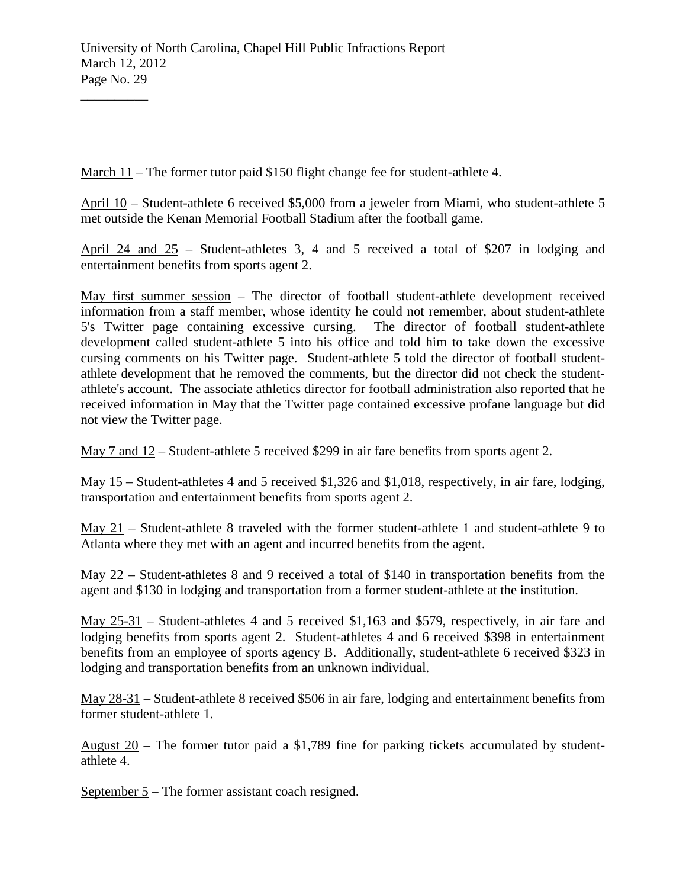March 11 – The former tutor paid $150 flight change fee for student-athlete 4.

April 10 – Student-athlete 6 received $5,000 from a jeweler from Miami, who student-athlete 5 met outside the Kenan Memorial Football Stadium after the football game.

April 24 and 25 – Student-athletes 3, 4 and 5 received a total of $207 in lodging and entertainment benefits from sports agent 2.

May first summer session – The director of football student-athlete development received information from a staff member, whose identity he could not remember, about student-athlete 5's Twitter page containing excessive cursing. The director of football student-athlete development called student-athlete 5 into his office and told him to take down the excessive cursing comments on his Twitter page. Student-athlete 5 told the director of football student-athlete development that he removed the comments, but the director did not check the student-athlete's account. The associate athletics director for football administration also reported that he received information in May that the Twitter page contained excessive profane language but did not view the Twitter page.

May 7 and 12 – Student-athlete 5 received $299 in air fare benefits from sports agent 2.

May 15 – Student-athletes 4 and 5 received $1,326 and $1,018, respectively, in air fare, lodging, transportation and entertainment benefits from sports agent 2.

May 21 – Student-athlete 8 traveled with the former student-athlete 1 and student-athlete 9 to Atlanta where they met with an agent and incurred benefits from the agent.

May 22 – Student-athletes 8 and 9 received a total of $140 in transportation benefits from the agent and $130 in lodging and transportation from a former student-athlete at the institution.

May 25-31 – Student-athletes 4 and 5 received $1,163 and $579, respectively, in air fare and lodging benefits from sports agent 2. Student-athletes 4 and 6 received $398 in entertainment benefits from an employee of sports agency B. Additionally, student-athlete 6 received $323 in lodging and transportation benefits from an unknown individual.

May 28-31 – Student-athlete 8 received $506 in air fare, lodging and entertainment benefits from former student-athlete 1.

August 20 – The former tutor paid a $1,789 fine for parking tickets accumulated by student-athlete 4.

September 5 – The former assistant coach resigned.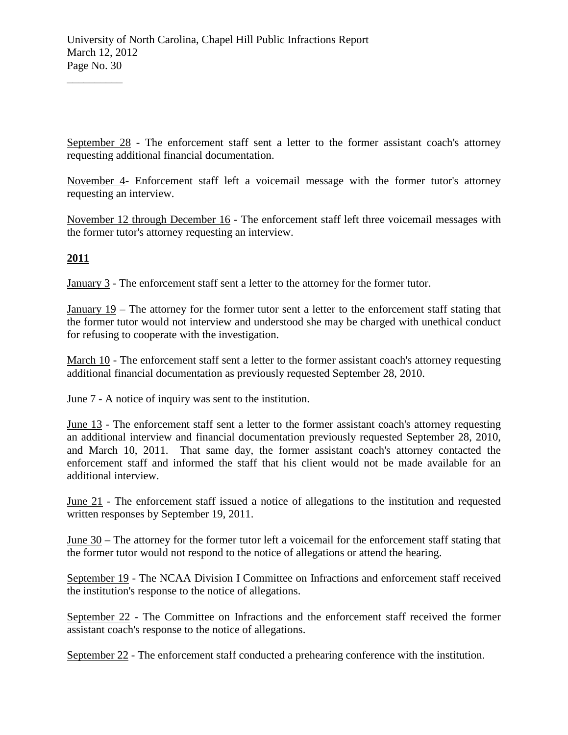September 28 - The enforcement staff sent a letter to the former assistant coach's attorney requesting additional financial documentation.

November 4- Enforcement staff left a voicemail message with the former tutor's attorney requesting an interview.

November 12 through December 16 - The enforcement staff left three voicemail messages with the former tutor's attorney requesting an interview.

**2011**

January 3 - The enforcement staff sent a letter to the attorney for the former tutor.

January 19 – The attorney for the former tutor sent a letter to the enforcement staff stating that the former tutor would not interview and understood she may be charged with unethical conduct for refusing to cooperate with the investigation.

March 10 - The enforcement staff sent a letter to the former assistant coach's attorney requesting additional financial documentation as previously requested September 28, 2010.

June 7 - A notice of inquiry was sent to the institution.

June 13 - The enforcement staff sent a letter to the former assistant coach's attorney requesting an additional interview and financial documentation previously requested September 28, 2010, and March 10, 2011. That same day, the former assistant coach's attorney contacted the enforcement staff and informed the staff that his client would not be made available for an additional interview.

June 21 - The enforcement staff issued a notice of allegations to the institution and requested written responses by September 19, 2011.

June 30 – The attorney for the former tutor left a voicemail for the enforcement staff stating that the former tutor would not respond to the notice of allegations or attend the hearing.

September 19 - The NCAA Division I Committee on Infractions and enforcement staff received the institution's response to the notice of allegations.

September 22 - The Committee on Infractions and the enforcement staff received the former assistant coach's response to the notice of allegations.

September 22 - The enforcement staff conducted a prehearing conference with the institution.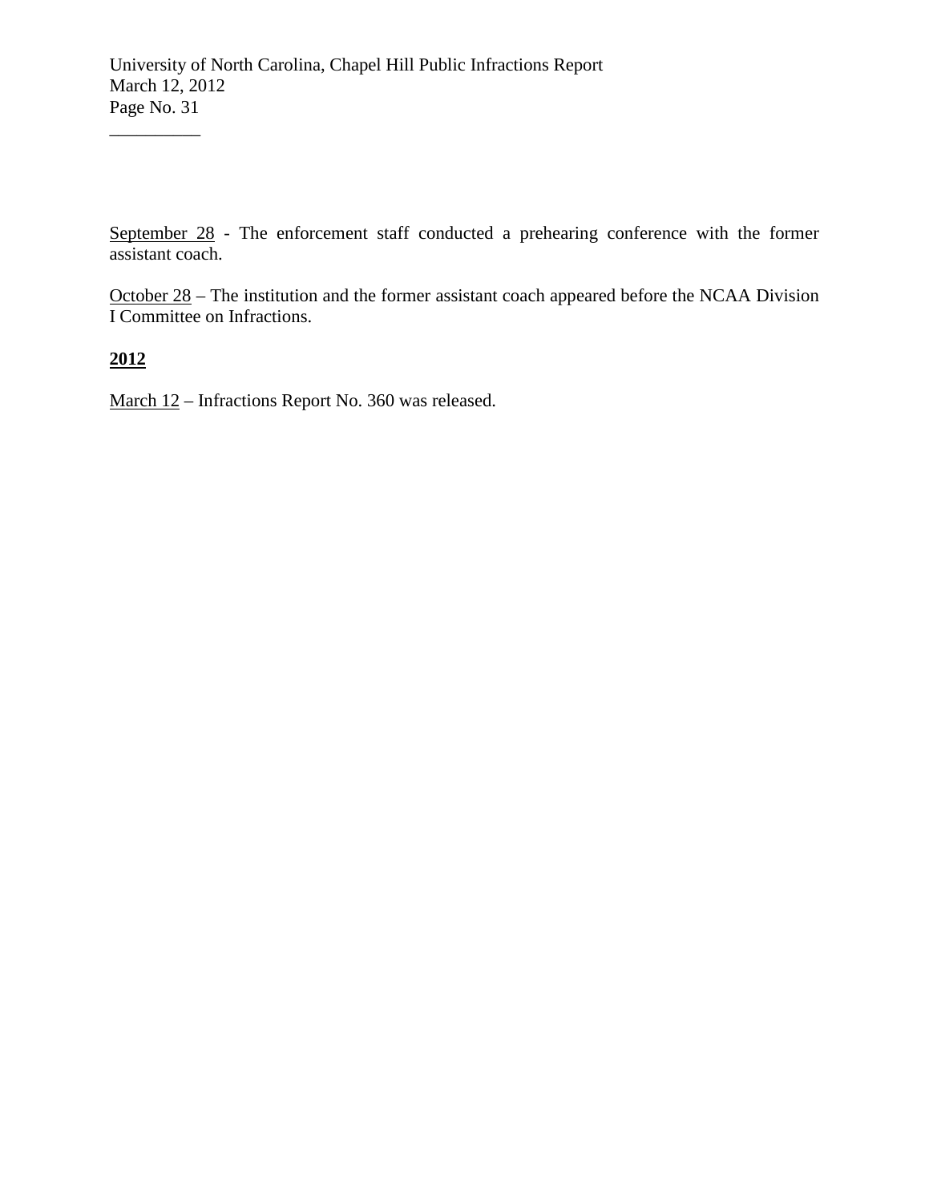September 28 - The enforcement staff conducted a prehearing conference with the former assistant coach.

October 28 – The institution and the former assistant coach appeared before the NCAA Division I Committee on Infractions.

**2012**

March 12 – Infractions Report No. 360 was released.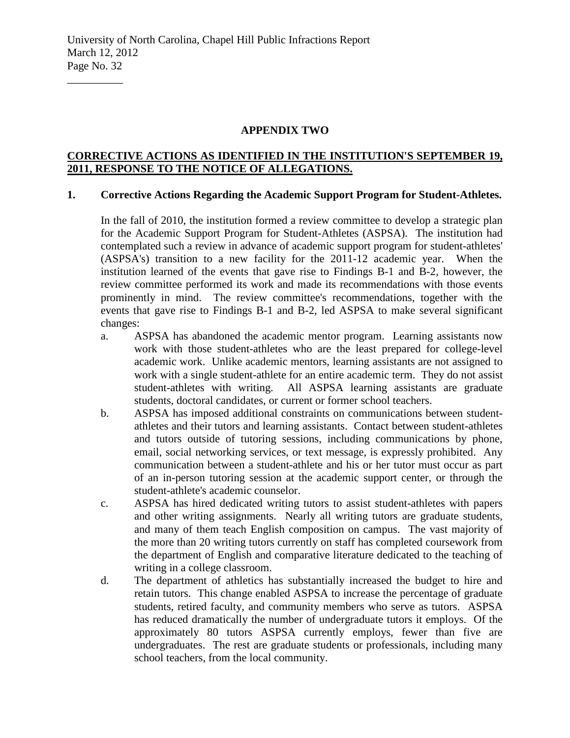**APPENDIX TWO**

**CORRECTIVE ACTIONS AS IDENTIFIED IN THE INSTITUTION'S SEPTEMBER 19, 2011, RESPONSE TO THE NOTICE OF ALLEGATIONS.**

**1. Corrective Actions Regarding the Academic Support Program for Student-Athletes.**

In the fall of 2010, the institution formed a review committee to develop a strategic plan for the Academic Support Program for Student-Athletes (ASPSA). The institution had contemplated such a review in advance of academic support program for student-athletes' (ASPSA's) transition to a new facility for the 2011-12 academic year. When the institution learned of the events that gave rise to Findings B-1 and B-2, however, the review committee performed its work and made its recommendations with those events prominently in mind. The review committee's recommendations, together with the events that gave rise to Findings B-1 and B-2, led ASPSA to make several significant changes:

a. ASPSA has abandoned the academic mentor program. Learning assistants now work with those student-athletes who are the least prepared for college-level academic work. Unlike academic mentors, learning assistants are not assigned to work with a single student-athlete for an entire academic term. They do not assist student-athletes with writing. All ASPSA learning assistants are graduate students, doctoral candidates, or current or former school teachers.

b. ASPSA has imposed additional constraints on communications between student-athletes and their tutors and learning assistants. Contact between student-athletes and tutors outside of tutoring sessions, including communications by phone, email, social networking services, or text message, is expressly prohibited. Any communication between a student-athlete and his or her tutor must occur as part of an in-person tutoring session at the academic support center, or through the student-athlete's academic counselor.

c. ASPSA has hired dedicated writing tutors to assist student-athletes with papers and other writing assignments. Nearly all writing tutors are graduate students, and many of them teach English composition on campus. The vast majority of the more than 20 writing tutors currently on staff has completed coursework from the department of English and comparative literature dedicated to the teaching of writing in a college classroom.

d. The department of athletics has substantially increased the budget to hire and retain tutors. This change enabled ASPSA to increase the percentage of graduate students, retired faculty, and community members who serve as tutors. ASPSA has reduced dramatically the number of undergraduate tutors it employs. Of the approximately 80 tutors ASPSA currently employs, fewer than five are undergraduates. The rest are graduate students or professionals, including many school teachers, from the local community.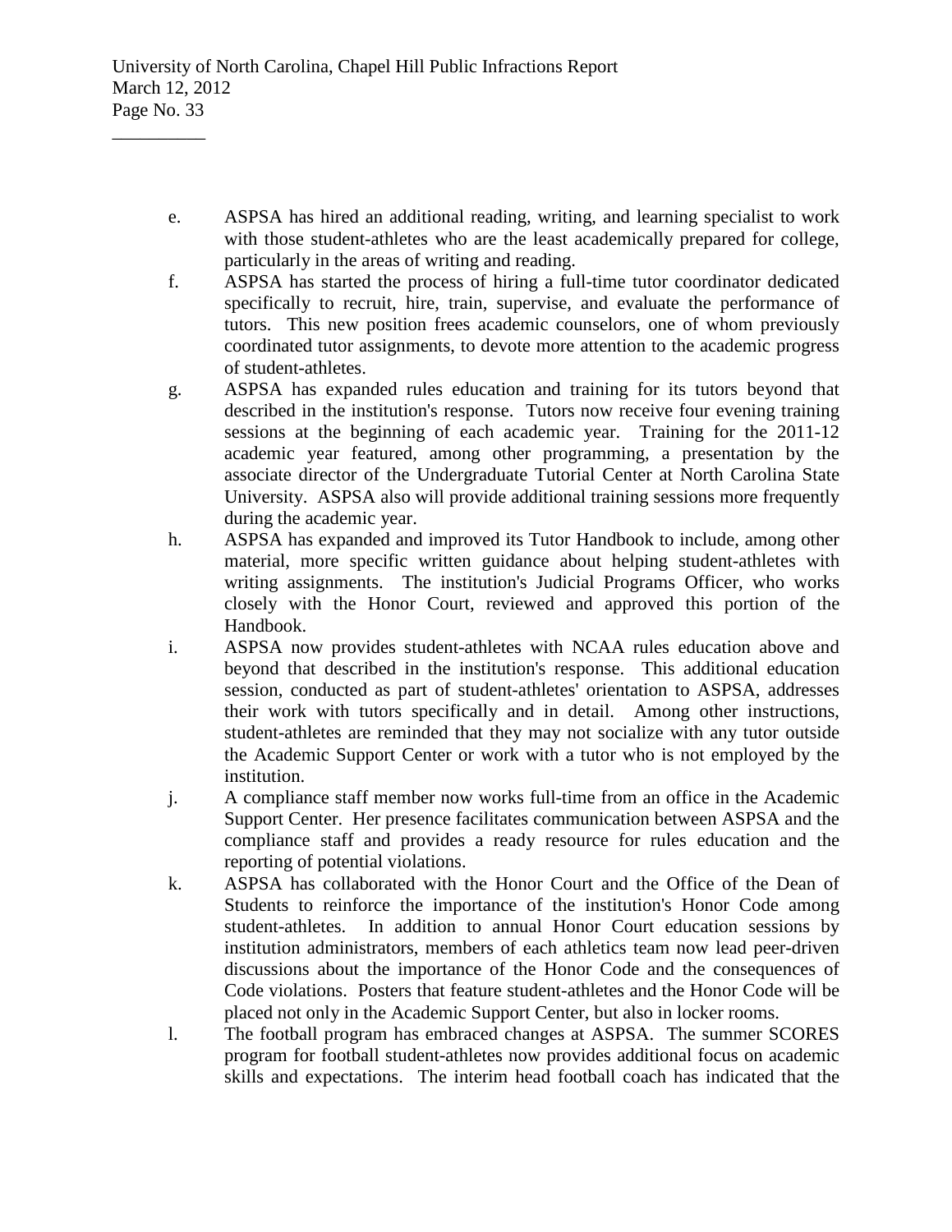e. ASPSA has hired an additional reading, writing, and learning specialist to work with those student-athletes who are the least academically prepared for college, particularly in the areas of writing and reading.

f. ASPSA has started the process of hiring a full-time tutor coordinator dedicated specifically to recruit, hire, train, supervise, and evaluate the performance of tutors. This new position frees academic counselors, one of whom previously coordinated tutor assignments, to devote more attention to the academic progress of student-athletes.

g. ASPSA has expanded rules education and training for its tutors beyond that described in the institution's response. Tutors now receive four evening training sessions at the beginning of each academic year. Training for the 2011-12 academic year featured, among other programming, a presentation by the associate director of the Undergraduate Tutorial Center at North Carolina State University. ASPSA also will provide additional training sessions more frequently during the academic year.

h. ASPSA has expanded and improved its Tutor Handbook to include, among other material, more specific written guidance about helping student-athletes with writing assignments. The institution's Judicial Programs Officer, who works closely with the Honor Court, reviewed and approved this portion of the Handbook.

i. ASPSA now provides student-athletes with NCAA rules education above and beyond that described in the institution's response. This additional education session, conducted as part of student-athletes' orientation to ASPSA, addresses their work with tutors specifically and in detail. Among other instructions, student-athletes are reminded that they may not socialize with any tutor outside the Academic Support Center or work with a tutor who is not employed by the institution.

j. A compliance staff member now works full-time from an office in the Academic Support Center. Her presence facilitates communication between ASPSA and the compliance staff and provides a ready resource for rules education and the reporting of potential violations.

k. ASPSA has collaborated with the Honor Court and the Office of the Dean of Students to reinforce the importance of the institution's Honor Code among student-athletes. In addition to annual Honor Court education sessions by institution administrators, members of each athletics team now lead peer-driven discussions about the importance of the Honor Code and the consequences of Code violations. Posters that feature student-athletes and the Honor Code will be placed not only in the Academic Support Center, but also in locker rooms.

l. The football program has embraced changes at ASPSA. The summer SCORES program for football student-athletes now provides additional focus on academic skills and expectations. The interim head football coach has indicated that the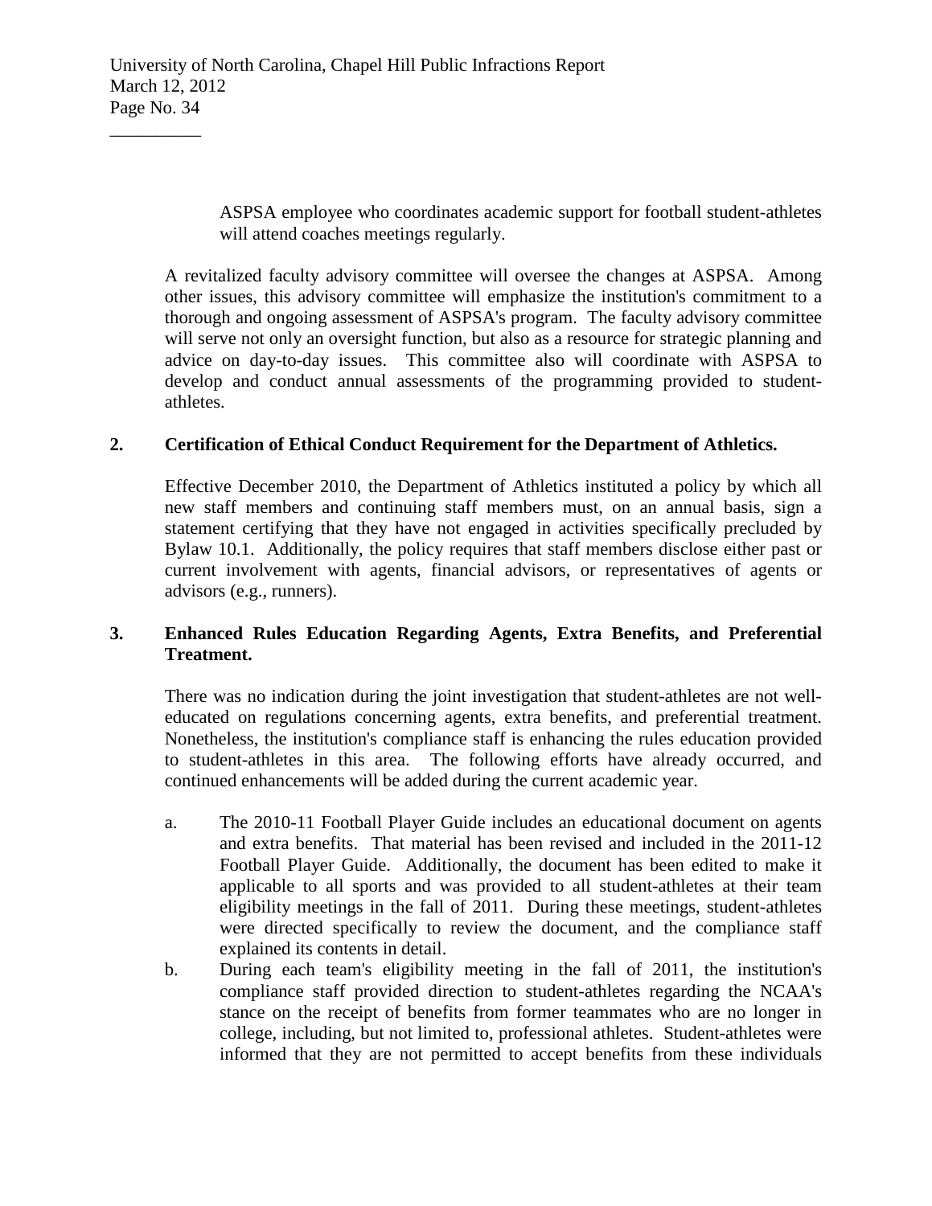ASPSA employee who coordinates academic support for football student-athletes will attend coaches meetings regularly.

A revitalized faculty advisory committee will oversee the changes at ASPSA. Among other issues, this advisory committee will emphasize the institution's commitment to a thorough and ongoing assessment of ASPSA's program. The faculty advisory committee will serve not only an oversight function, but also as a resource for strategic planning and advice on day-to-day issues. This committee also will coordinate with ASPSA to develop and conduct annual assessments of the programming provided to student-athletes.

**2. Certification of Ethical Conduct Requirement for the Department of Athletics.**

Effective December 2010, the Department of Athletics instituted a policy by which all new staff members and continuing staff members must, on an annual basis, sign a statement certifying that they have not engaged in activities specifically precluded by Bylaw 10.1. Additionally, the policy requires that staff members disclose either past or current involvement with agents, financial advisors, or representatives of agents or advisors (e.g., runners).

**3. Enhanced Rules Education Regarding Agents, Extra Benefits, and Preferential Treatment.**

There was no indication during the joint investigation that student-athletes are not well-educated on regulations concerning agents, extra benefits, and preferential treatment. Nonetheless, the institution's compliance staff is enhancing the rules education provided to student-athletes in this area. The following efforts have already occurred, and continued enhancements will be added during the current academic year.

a. The 2010-11 Football Player Guide includes an educational document on agents and extra benefits. That material has been revised and included in the 2011-12 Football Player Guide. Additionally, the document has been edited to make it applicable to all sports and was provided to all student-athletes at their team eligibility meetings in the fall of 2011. During these meetings, student-athletes were directed specifically to review the document, and the compliance staff explained its contents in detail.

b. During each team's eligibility meeting in the fall of 2011, the institution's compliance staff provided direction to student-athletes regarding the NCAA's stance on the receipt of benefits from former teammates who are no longer in college, including, but not limited to, professional athletes. Student-athletes were informed that they are not permitted to accept benefits from these individuals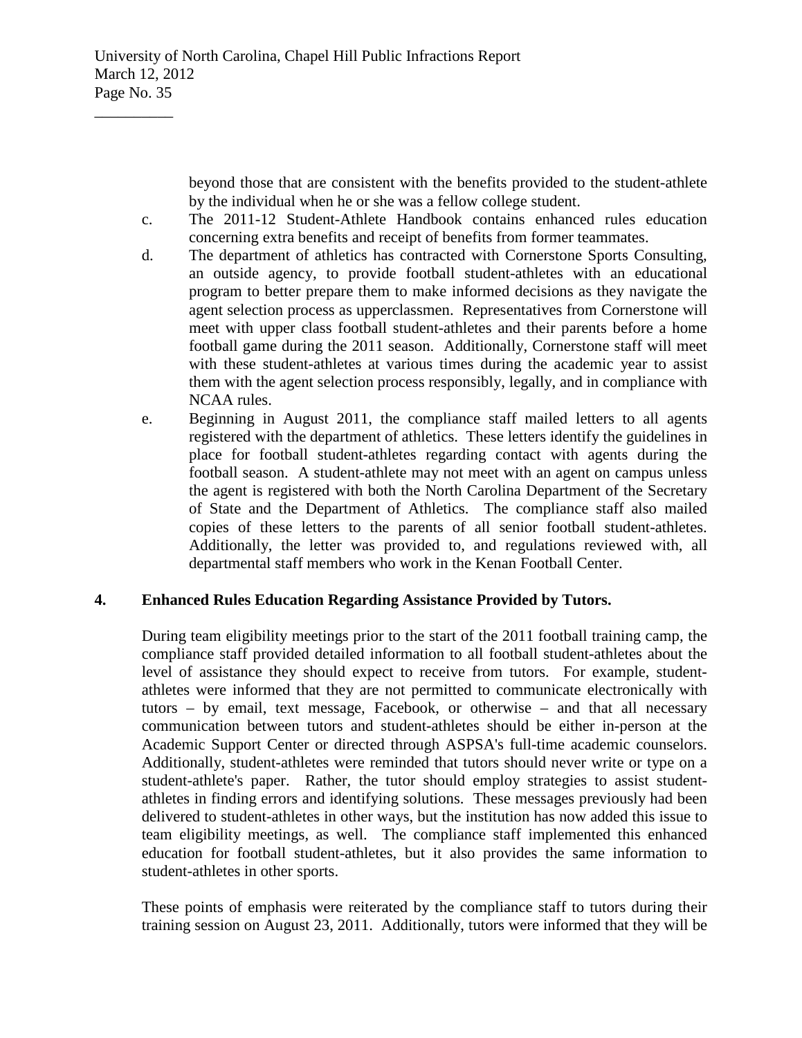beyond those that are consistent with the benefits provided to the student-athlete by the individual when he or she was a fellow college student.

c. The 2011-12 Student-Athlete Handbook contains enhanced rules education concerning extra benefits and receipt of benefits from former teammates.

d. The department of athletics has contracted with Cornerstone Sports Consulting, an outside agency, to provide football student-athletes with an educational program to better prepare them to make informed decisions as they navigate the agent selection process as upperclassmen. Representatives from Cornerstone will meet with upper class football student-athletes and their parents before a home football game during the 2011 season. Additionally, Cornerstone staff will meet with these student-athletes at various times during the academic year to assist them with the agent selection process responsibly, legally, and in compliance with NCAA rules.

e. Beginning in August 2011, the compliance staff mailed letters to all agents registered with the department of athletics. These letters identify the guidelines in place for football student-athletes regarding contact with agents during the football season. A student-athlete may not meet with an agent on campus unless the agent is registered with both the North Carolina Department of the Secretary of State and the Department of Athletics. The compliance staff also mailed copies of these letters to the parents of all senior football student-athletes. Additionally, the letter was provided to, and regulations reviewed with, all departmental staff members who work in the Kenan Football Center.

**4. Enhanced Rules Education Regarding Assistance Provided by Tutors.**

During team eligibility meetings prior to the start of the 2011 football training camp, the compliance staff provided detailed information to all football student-athletes about the level of assistance they should expect to receive from tutors. For example, student-athletes were informed that they are not permitted to communicate electronically with tutors – by email, text message, Facebook, or otherwise – and that all necessary communication between tutors and student-athletes should be either in-person at the Academic Support Center or directed through ASPSA's full-time academic counselors. Additionally, student-athletes were reminded that tutors should never write or type on a student-athlete's paper. Rather, the tutor should employ strategies to assist student-athletes in finding errors and identifying solutions. These messages previously had been delivered to student-athletes in other ways, but the institution has now added this issue to team eligibility meetings, as well. The compliance staff implemented this enhanced education for football student-athletes, but it also provides the same information to student-athletes in other sports.

These points of emphasis were reiterated by the compliance staff to tutors during their training session on August 23, 2011. Additionally, tutors were informed that they will be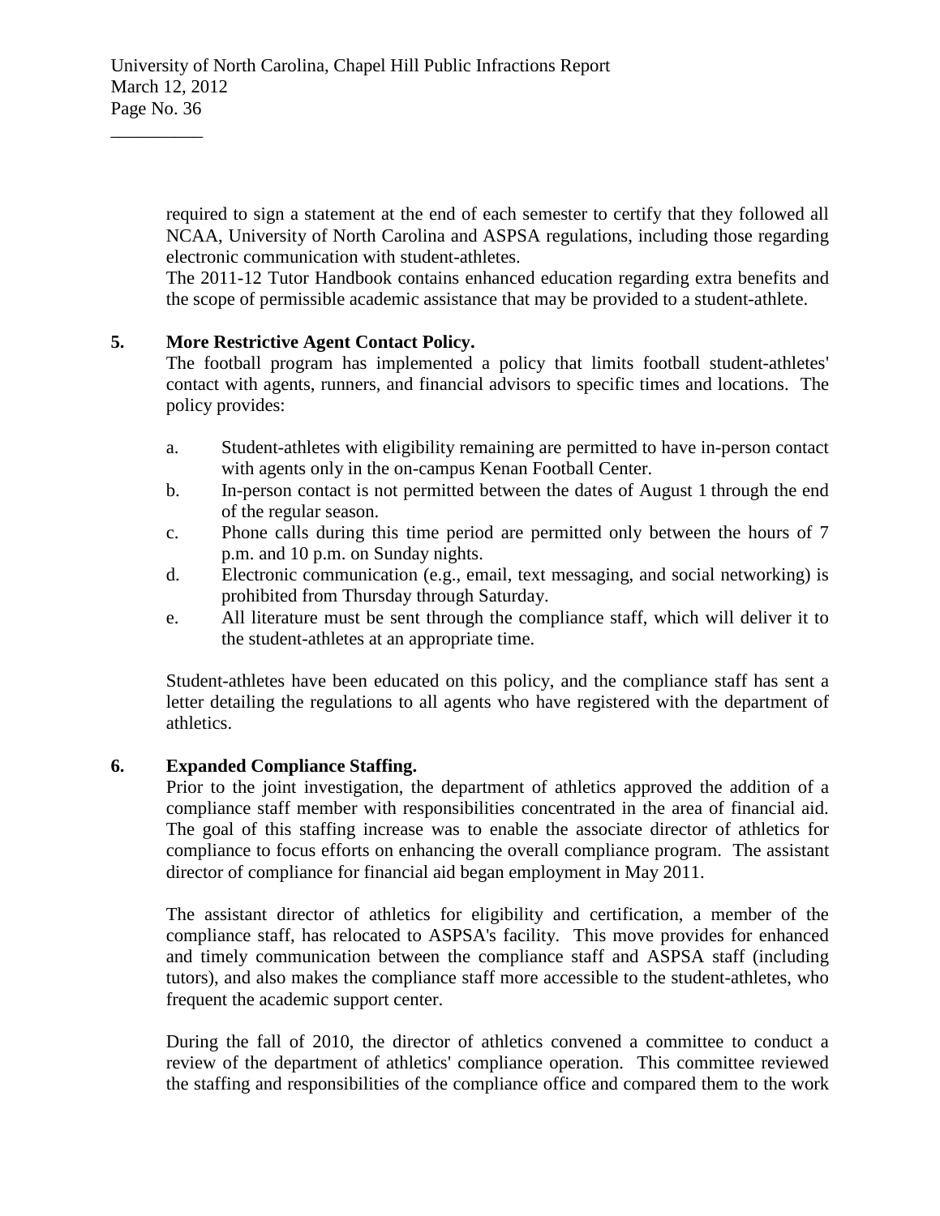required to sign a statement at the end of each semester to certify that they followed all NCAA, University of North Carolina and ASPSA regulations, including those regarding electronic communication with student-athletes.

The 2011-12 Tutor Handbook contains enhanced education regarding extra benefits and the scope of permissible academic assistance that may be provided to a student-athlete.

**5. More Restrictive Agent Contact Policy.**

The football program has implemented a policy that limits football student-athletes' contact with agents, runners, and financial advisors to specific times and locations. The policy provides:

a. Student-athletes with eligibility remaining are permitted to have in-person contact with agents only in the on-campus Kenan Football Center.

b. In-person contact is not permitted between the dates of August 1 through the end of the regular season.

c. Phone calls during this time period are permitted only between the hours of 7 p.m. and 10 p.m. on Sunday nights.

d. Electronic communication (e.g., email, text messaging, and social networking) is prohibited from Thursday through Saturday.

e. All literature must be sent through the compliance staff, which will deliver it to the student-athletes at an appropriate time.

Student-athletes have been educated on this policy, and the compliance staff has sent a letter detailing the regulations to all agents who have registered with the department of athletics.

**6. Expanded Compliance Staffing.**

Prior to the joint investigation, the department of athletics approved the addition of a compliance staff member with responsibilities concentrated in the area of financial aid. The goal of this staffing increase was to enable the associate director of athletics for compliance to focus efforts on enhancing the overall compliance program. The assistant director of compliance for financial aid began employment in May 2011.

The assistant director of athletics for eligibility and certification, a member of the compliance staff, has relocated to ASPSA's facility. This move provides for enhanced and timely communication between the compliance staff and ASPSA staff (including tutors), and also makes the compliance staff more accessible to the student-athletes, who frequent the academic support center.

During the fall of 2010, the director of athletics convened a committee to conduct a review of the department of athletics' compliance operation. This committee reviewed the staffing and responsibilities of the compliance office and compared them to the work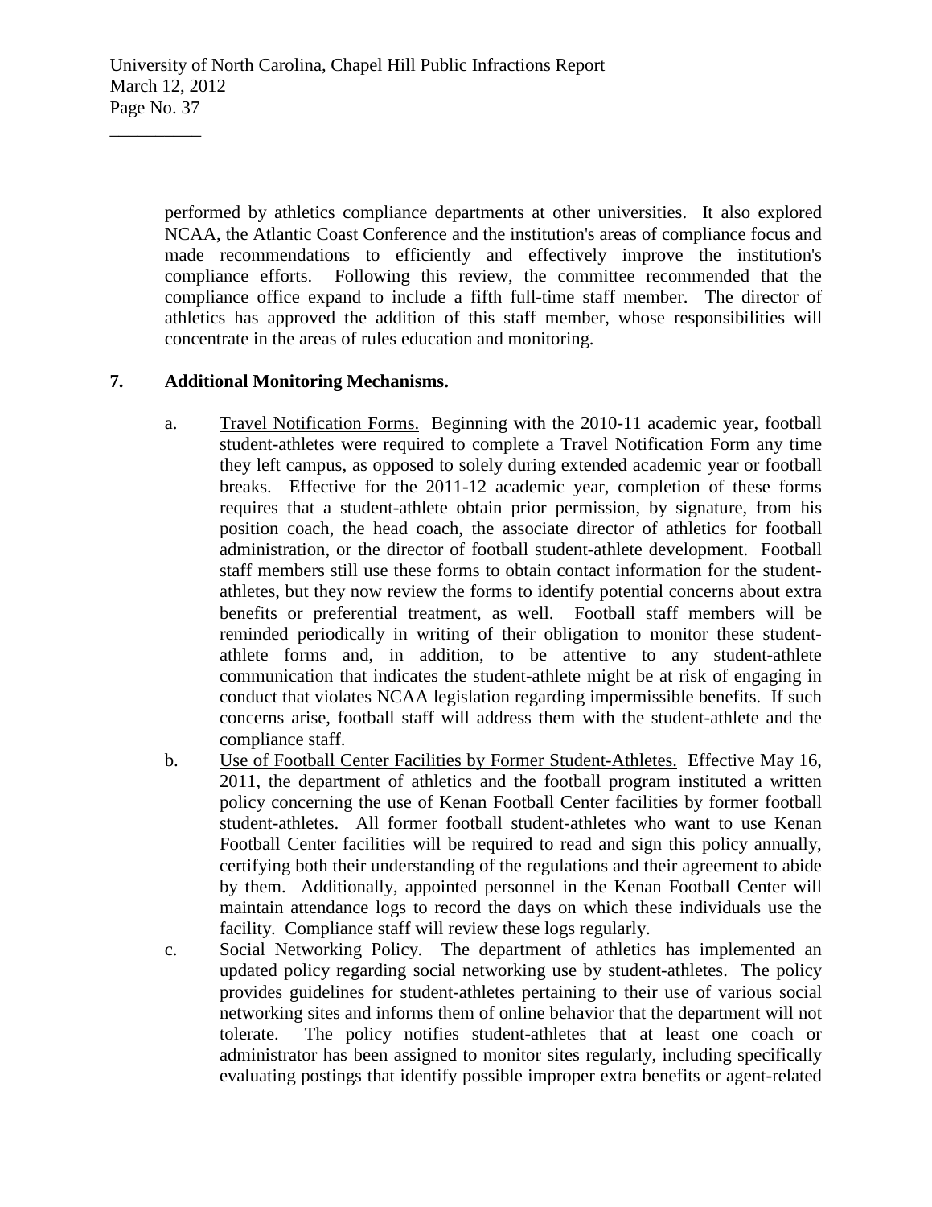performed by athletics compliance departments at other universities. It also explored NCAA, the Atlantic Coast Conference and the institution's areas of compliance focus and made recommendations to efficiently and effectively improve the institution's compliance efforts. Following this review, the committee recommended that the compliance office expand to include a fifth full-time staff member. The director of athletics has approved the addition of this staff member, whose responsibilities will concentrate in the areas of rules education and monitoring.

**7. Additional Monitoring Mechanisms.**

a. Travel Notification Forms. Beginning with the 2010-11 academic year, football student-athletes were required to complete a Travel Notification Form any time they left campus, as opposed to solely during extended academic year or football breaks. Effective for the 2011-12 academic year, completion of these forms requires that a student-athlete obtain prior permission, by signature, from his position coach, the head coach, the associate director of athletics for football administration, or the director of football student-athlete development. Football staff members still use these forms to obtain contact information for the student-athletes, but they now review the forms to identify potential concerns about extra benefits or preferential treatment, as well. Football staff members will be reminded periodically in writing of their obligation to monitor these student-athlete forms and, in addition, to be attentive to any student-athlete communication that indicates the student-athlete might be at risk of engaging in conduct that violates NCAA legislation regarding impermissible benefits. If such concerns arise, football staff will address them with the student-athlete and the compliance staff.

b. Use of Football Center Facilities by Former Student-Athletes. Effective May 16, 2011, the department of athletics and the football program instituted a written policy concerning the use of Kenan Football Center facilities by former football student-athletes. All former football student-athletes who want to use Kenan Football Center facilities will be required to read and sign this policy annually, certifying both their understanding of the regulations and their agreement to abide by them. Additionally, appointed personnel in the Kenan Football Center will maintain attendance logs to record the days on which these individuals use the facility. Compliance staff will review these logs regularly.

c. Social Networking Policy. The department of athletics has implemented an updated policy regarding social networking use by student-athletes. The policy provides guidelines for student-athletes pertaining to their use of various social networking sites and informs them of online behavior that the department will not tolerate. The policy notifies student-athletes that at least one coach or administrator has been assigned to monitor sites regularly, including specifically evaluating postings that identify possible improper extra benefits or agent-related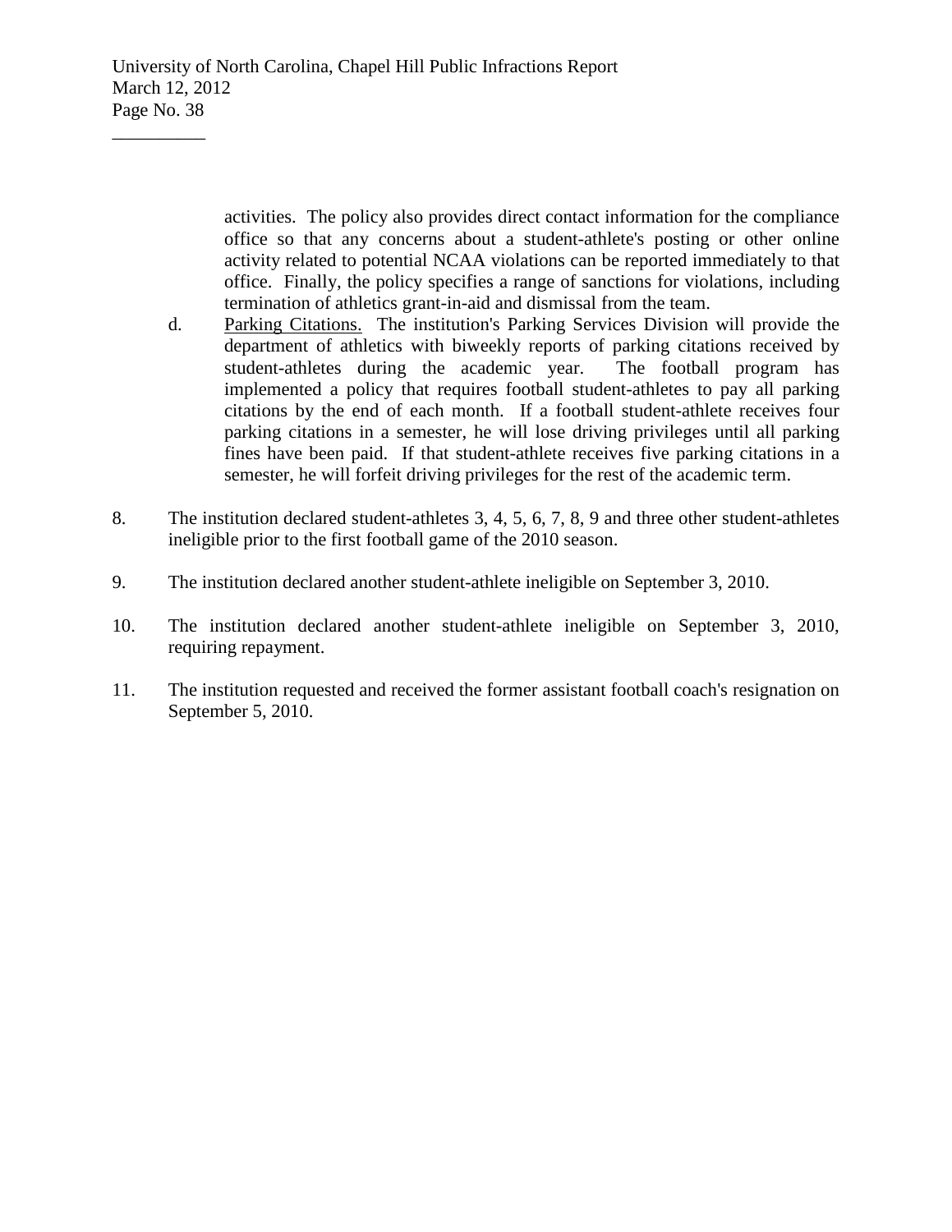activities. The policy also provides direct contact information for the compliance office so that any concerns about a student-athlete's posting or other online activity related to potential NCAA violations can be reported immediately to that office. Finally, the policy specifies a range of sanctions for violations, including termination of athletics grant-in-aid and dismissal from the team.

d. Parking Citations. The institution's Parking Services Division will provide the department of athletics with biweekly reports of parking citations received by student-athletes during the academic year. The football program has implemented a policy that requires football student-athletes to pay all parking citations by the end of each month. If a football student-athlete receives four parking citations in a semester, he will lose driving privileges until all parking fines have been paid. If that student-athlete receives five parking citations in a semester, he will forfeit driving privileges for the rest of the academic term.

8. The institution declared student-athletes 3, 4, 5, 6, 7, 8, 9 and three other student-athletes ineligible prior to the first football game of the 2010 season.

9. The institution declared another student-athlete ineligible on September 3, 2010.

10. The institution declared another student-athlete ineligible on September 3, 2010, requiring repayment.

11. The institution requested and received the former assistant football coach's resignation on September 5, 2010.